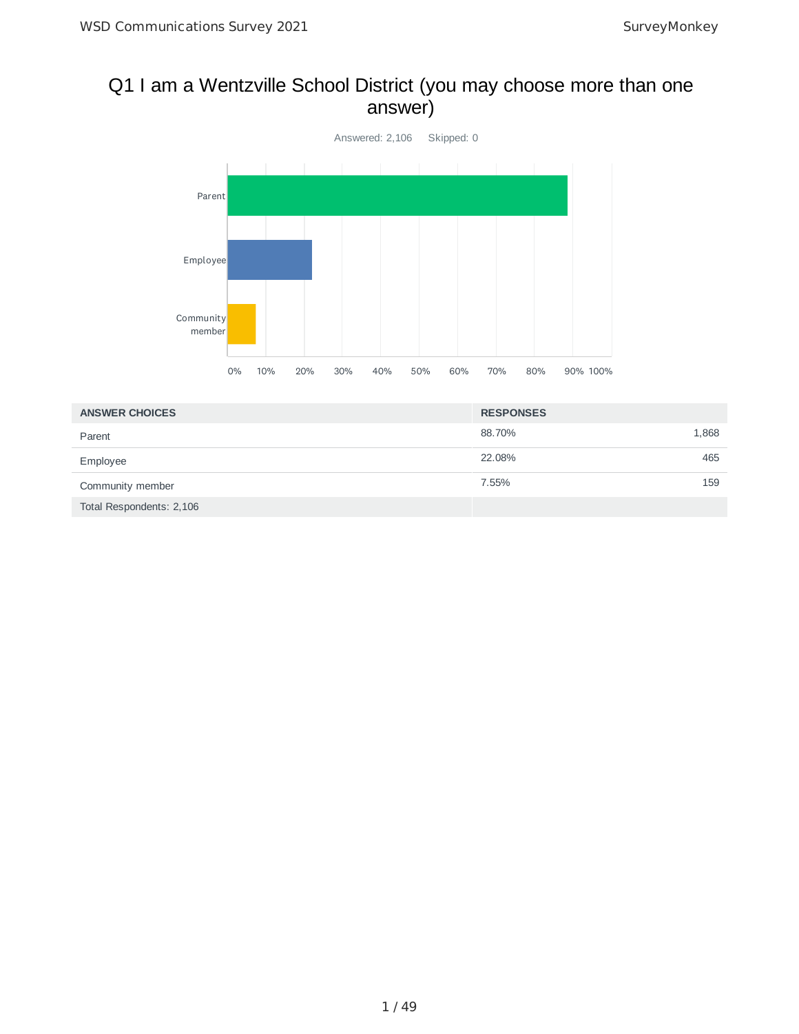# Q1 I am a Wentzville School District (you may choose more than one answer)

Answered: 2,106 Skipped: 0

| ANSWER CHOICES | RESPONSES | |
|---|---|---|
| Parent | 88.70% | 1,868 |
| Employee | 22.08% | 465 |
| Community member | 7.55% | 159 |
| Total Respondents: 2,106 | | |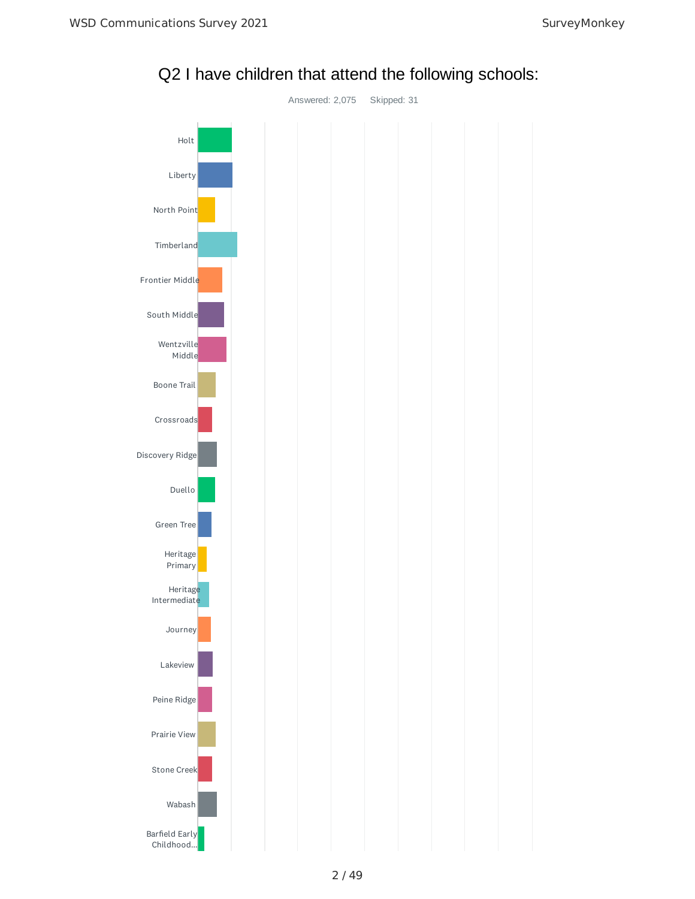## Q2 I have children that attend the following schools:

Answered: 2,075 Skipped: 31

- Holt
- Liberty
- North Point
- Timberland
- Frontier Middle
- South Middle
- Wentzville Middle
- Boone Trail
- Crossroads
- Discovery Ridge
- Duello
- Green Tree
- Heritage Primary
- Heritage Intermediate
- Journey
- Lakeview
- Peine Ridge
- Prairie View
- Stone Creek
- Wabash
- Barfield Early Childhood...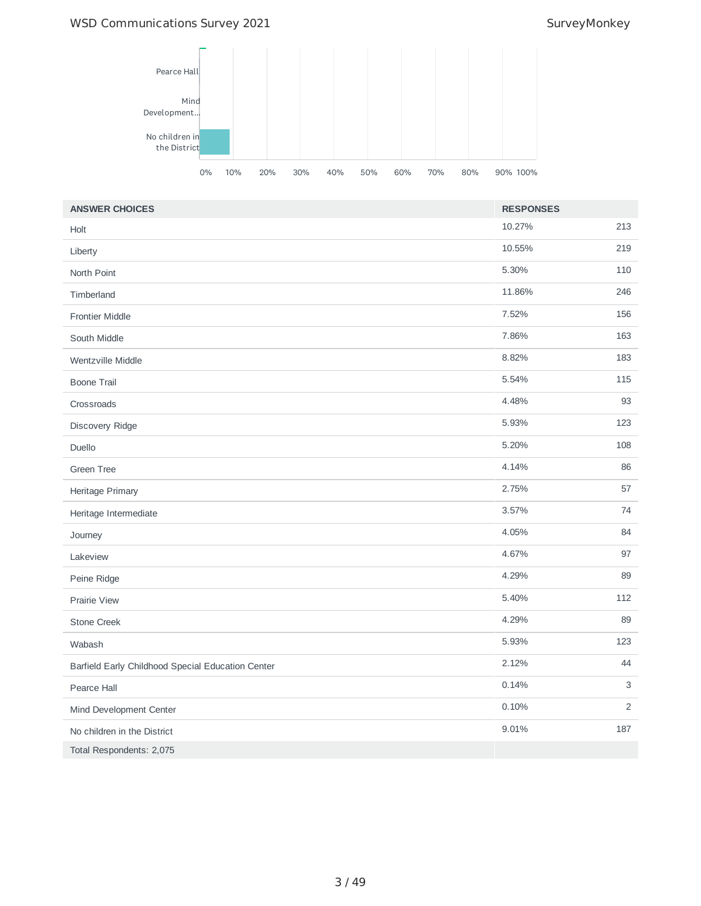| ANSWER CHOICES | RESPONSES | |
|---|---|---|
| Holt | 10.27% | 213 |
| Liberty | 10.55% | 219 |
| North Point | 5.30% | 110 |
| Timberland | 11.86% | 246 |
| Frontier Middle | 7.52% | 156 |
| South Middle | 7.86% | 163 |
| Wentzville Middle | 8.82% | 183 |
| Boone Trail | 5.54% | 115 |
| Crossroads | 4.48% | 93 |
| Discovery Ridge | 5.93% | 123 |
| Duello | 5.20% | 108 |
| Green Tree | 4.14% | 86 |
| Heritage Primary | 2.75% | 57 |
| Heritage Intermediate | 3.57% | 74 |
| Journey | 4.05% | 84 |
| Lakeview | 4.67% | 97 |
| Peine Ridge | 4.29% | 89 |
| Prairie View | 5.40% | 112 |
| Stone Creek | 4.29% | 89 |
| Wabash | 5.93% | 123 |
| Barfield Early Childhood Special Education Center | 2.12% | 44 |
| Pearce Hall | 0.14% | 3 |
| Mind Development Center | 0.10% | 2 |
| No children in the District | 9.01% | 187 |
| Total Respondents: 2,075 | | |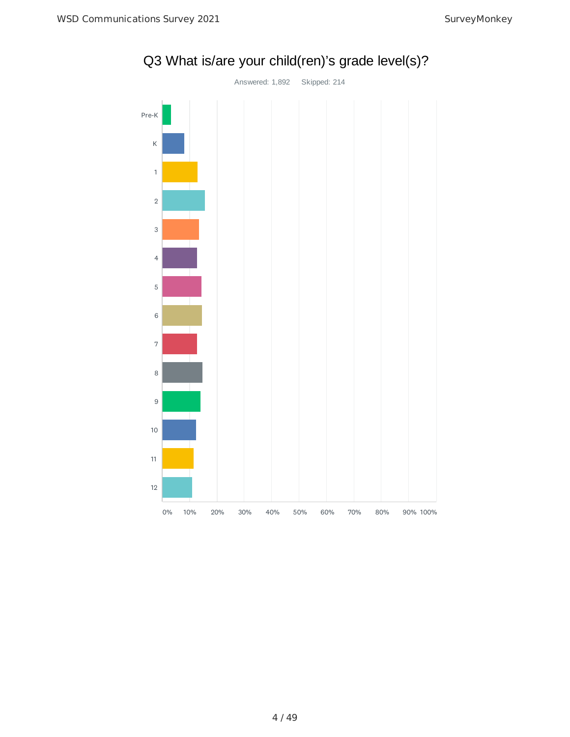## Q3 What is/are your child(ren)'s grade level(s)?

Answered: 1,892 Skipped: 214

Pre-K

K

1

2

3

4

5

6

7

8

9

10

11

12

0% 10% 20% 30% 40% 50% 60% 70% 80% 90% 100%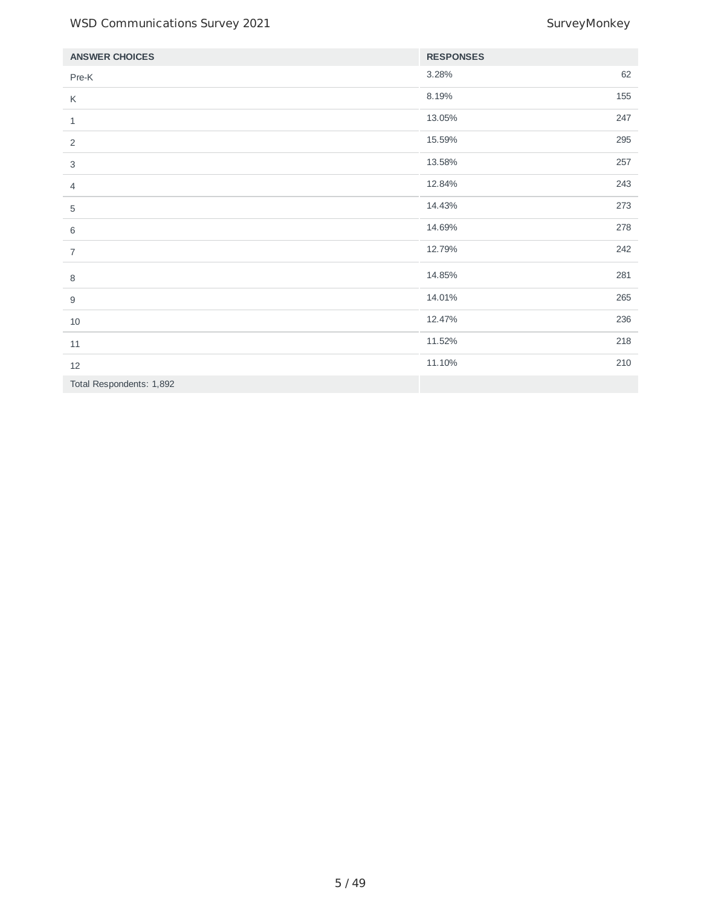| ANSWER CHOICES | RESPONSES | |
|---|---|---|
| Pre-K | 3.28% | 62 |
| K | 8.19% | 155 |
| 1 | 13.05% | 247 |
| 2 | 15.59% | 295 |
| 3 | 13.58% | 257 |
| 4 | 12.84% | 243 |
| 5 | 14.43% | 273 |
| 6 | 14.69% | 278 |
| 7 | 12.79% | 242 |
| 8 | 14.85% | 281 |
| 9 | 14.01% | 265 |
| 10 | 12.47% | 236 |
| 11 | 11.52% | 218 |
| 12 | 11.10% | 210 |
| Total Respondents: 1,892 | | |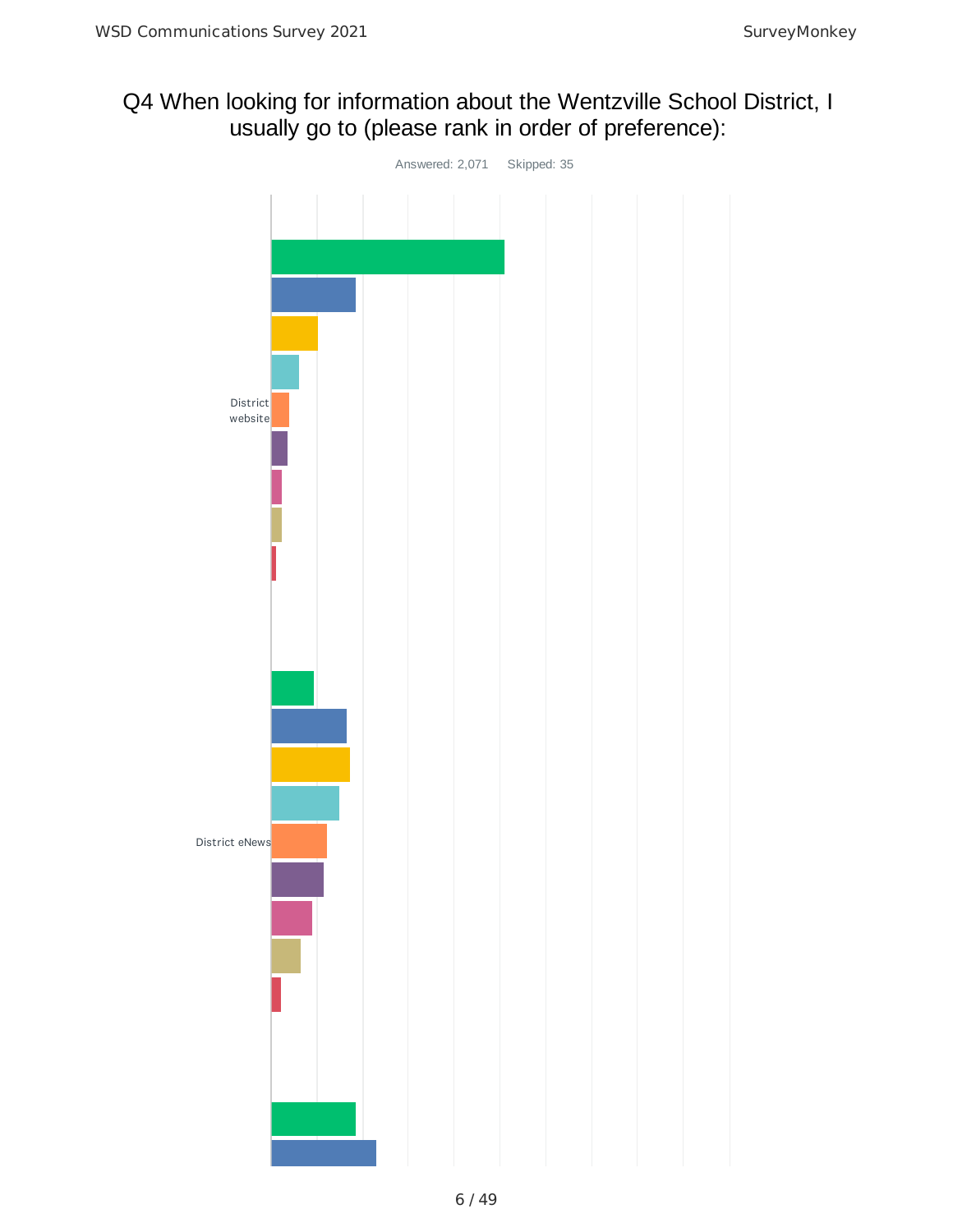## Q4 When looking for information about the Wentzville School District, I usually go to (please rank in order of preference):

Answered: 2,071 Skipped: 35

District website

District eNews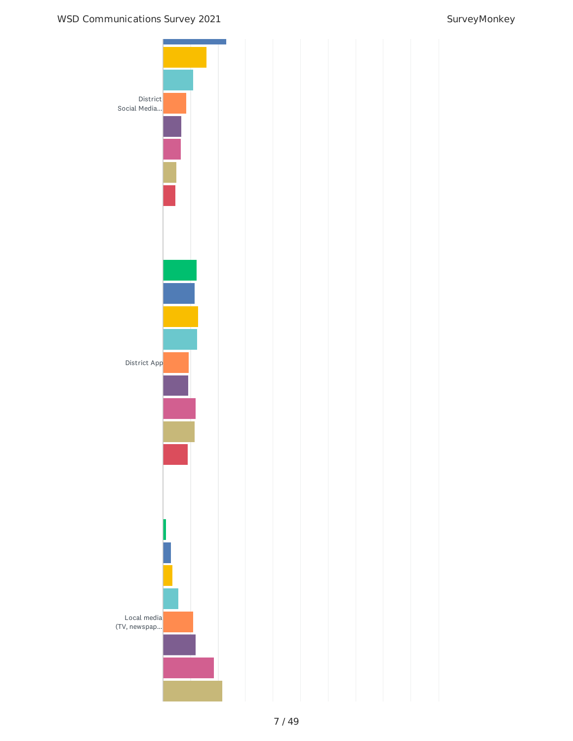District Social Media...

District App

Local media (TV, newspap...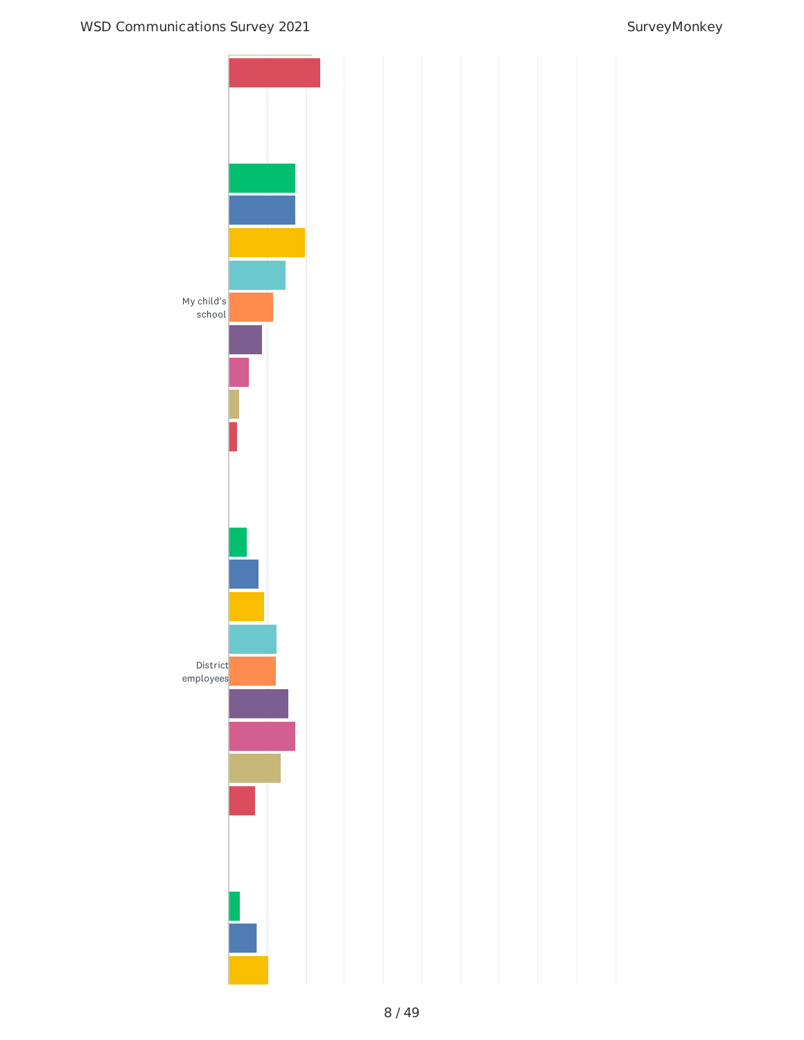My child's school

District employees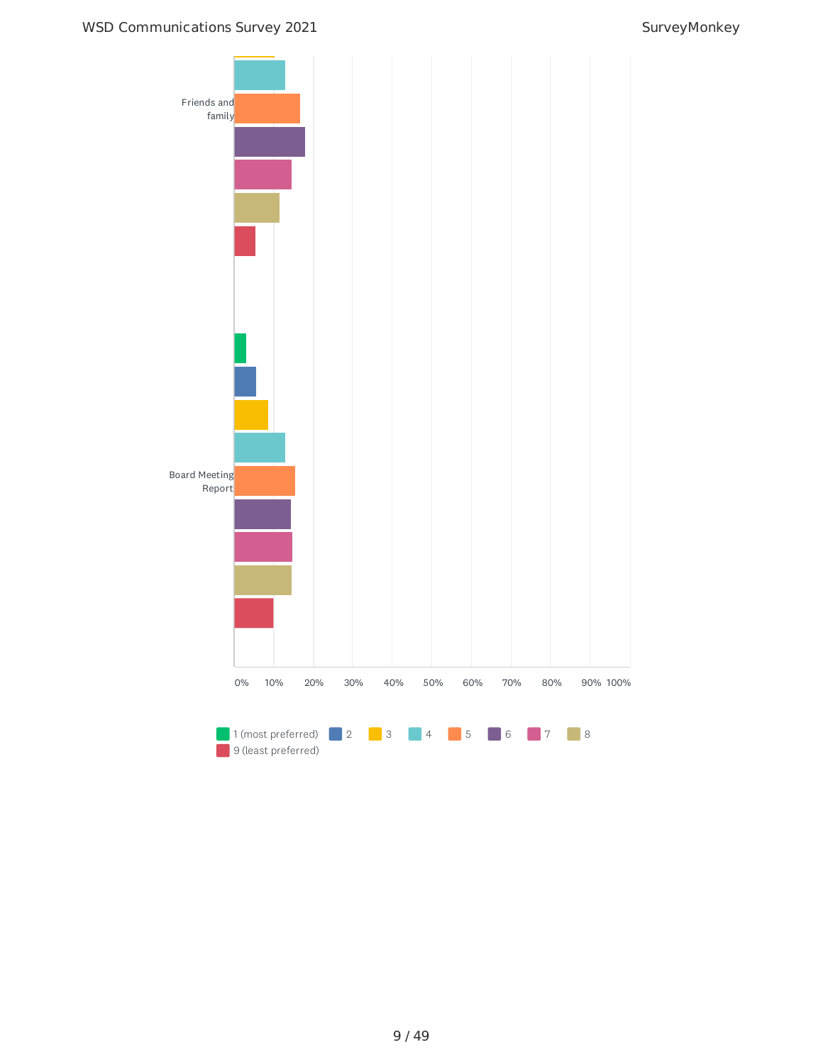Friends and family

Board Meeting Report

0% 10% 20% 30% 40% 50% 60% 70% 80% 90% 100%

1 (most preferred) 2 3 4 5 6 7 8 9 (least preferred)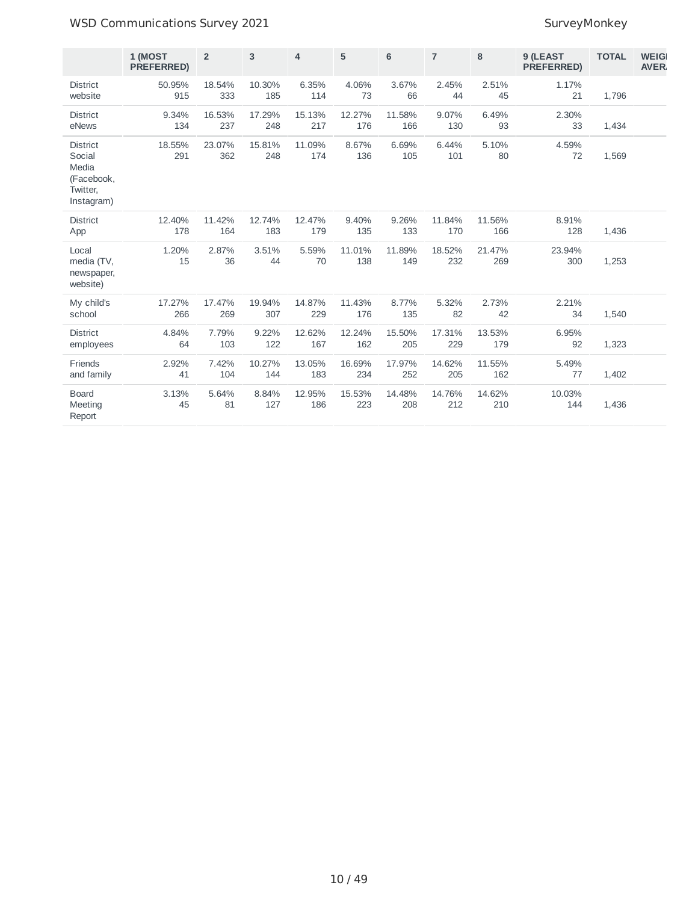| | 1 (MOST PREFERRED) | 2 | 3 | 4 | 5 | 6 | 7 | 8 | 9 (LEAST PREFERRED) | TOTAL | WEIGHTED AVERAGE |
|---|---|---|---|---|---|---|---|---|---|---|---|
| District website | 50.95% 915 | 18.54% 333 | 10.30% 185 | 6.35% 114 | 4.06% 73 | 3.67% 66 | 2.45% 44 | 2.51% 45 | 1.17% 21 | 1,796 | |
| District eNews | 9.34% 134 | 16.53% 237 | 17.29% 248 | 15.13% 217 | 12.27% 176 | 11.58% 166 | 9.07% 130 | 6.49% 93 | 2.30% 33 | 1,434 | |
| District Social Media (Facebook, Twitter, Instagram) | 18.55% 291 | 23.07% 362 | 15.81% 248 | 11.09% 174 | 8.67% 136 | 6.69% 105 | 6.44% 101 | 5.10% 80 | 4.59% 72 | 1,569 | |
| District App | 12.40% 178 | 11.42% 164 | 12.74% 183 | 12.47% 179 | 9.40% 135 | 9.26% 133 | 11.84% 170 | 11.56% 166 | 8.91% 128 | 1,436 | |
| Local media (TV, newspaper, website) | 1.20% 15 | 2.87% 36 | 3.51% 44 | 5.59% 70 | 11.01% 138 | 11.89% 149 | 18.52% 232 | 21.47% 269 | 23.94% 300 | 1,253 | |
| My child's school | 17.27% 266 | 17.47% 269 | 19.94% 307 | 14.87% 229 | 11.43% 176 | 8.77% 135 | 5.32% 82 | 2.73% 42 | 2.21% 34 | 1,540 | |
| District employees | 4.84% 64 | 7.79% 103 | 9.22% 122 | 12.62% 167 | 12.24% 162 | 15.50% 205 | 17.31% 229 | 13.53% 179 | 6.95% 92 | 1,323 | |
| Friends and family | 2.92% 41 | 7.42% 104 | 10.27% 144 | 13.05% 183 | 16.69% 234 | 17.97% 252 | 14.62% 205 | 11.55% 162 | 5.49% 77 | 1,402 | |
| Board Meeting Report | 3.13% 45 | 5.64% 81 | 8.84% 127 | 12.95% 186 | 15.53% 223 | 14.48% 208 | 14.76% 212 | 14.62% 210 | 10.03% 144 | 1,436 | |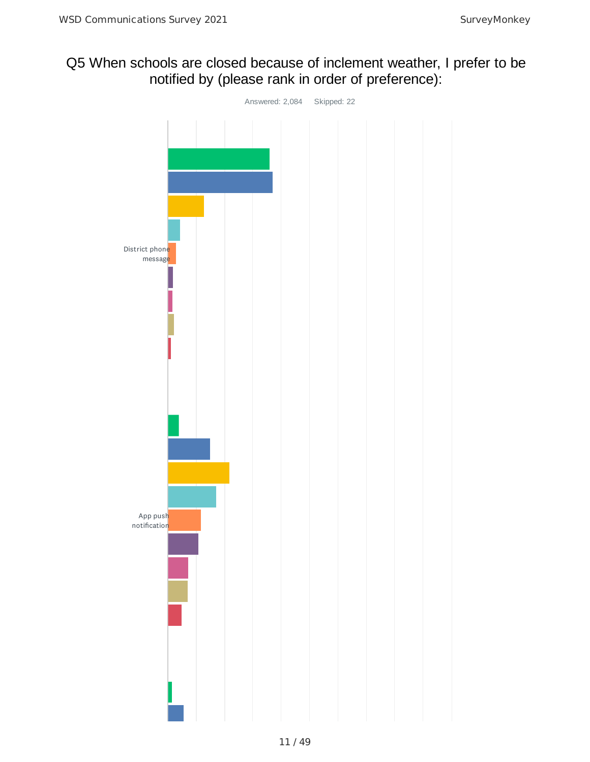# Q5 When schools are closed because of inclement weather, I prefer to be notified by (please rank in order of preference):

Answered: 2,084 Skipped: 22

District phone message

App push notification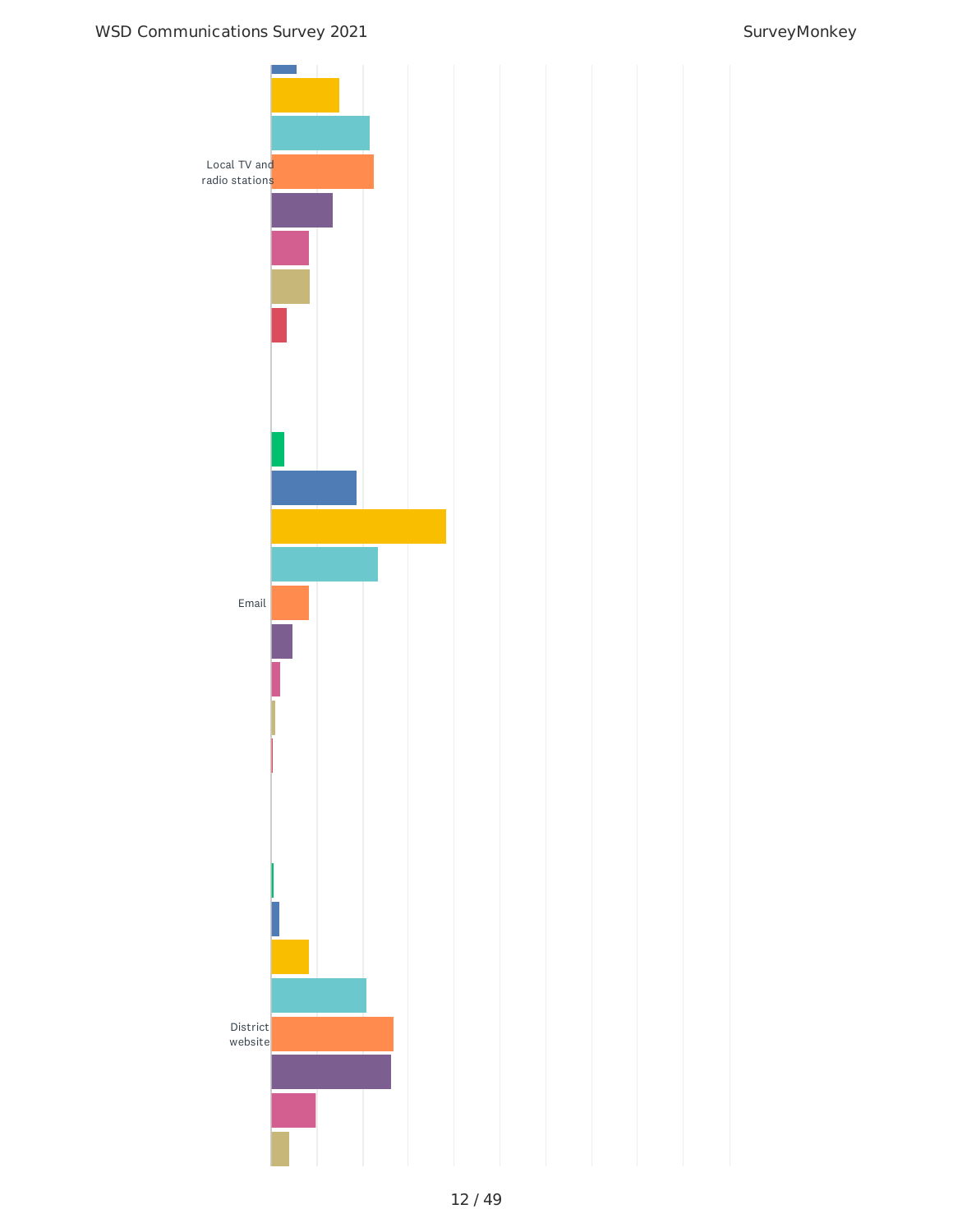Local TV and radio stations

Email

District website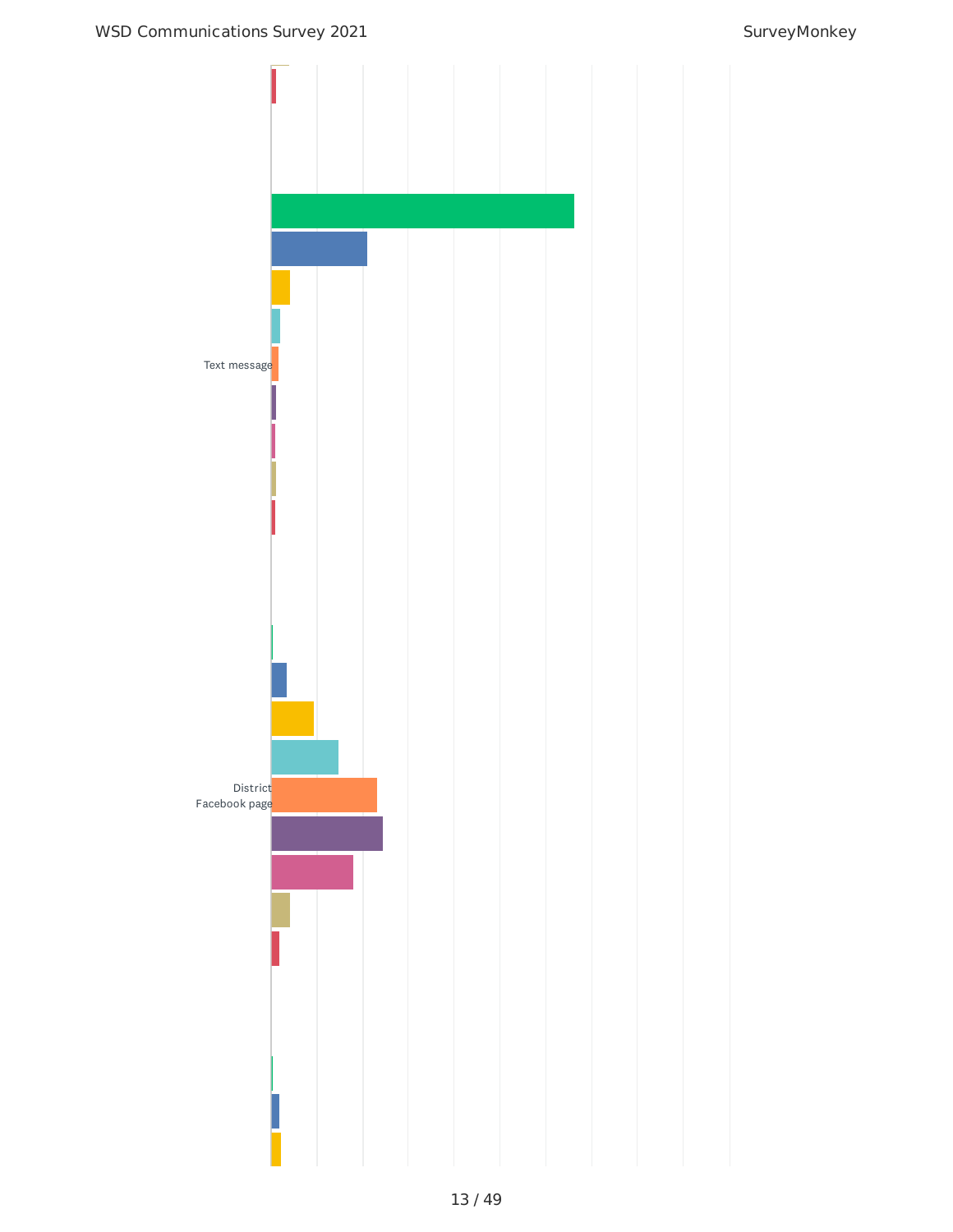Text message

District Facebook page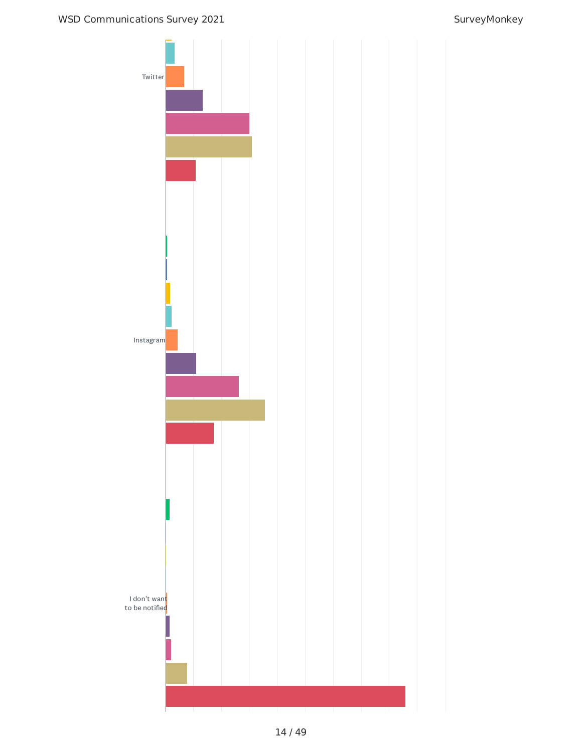Twitter

Instagram

I don't want to be notified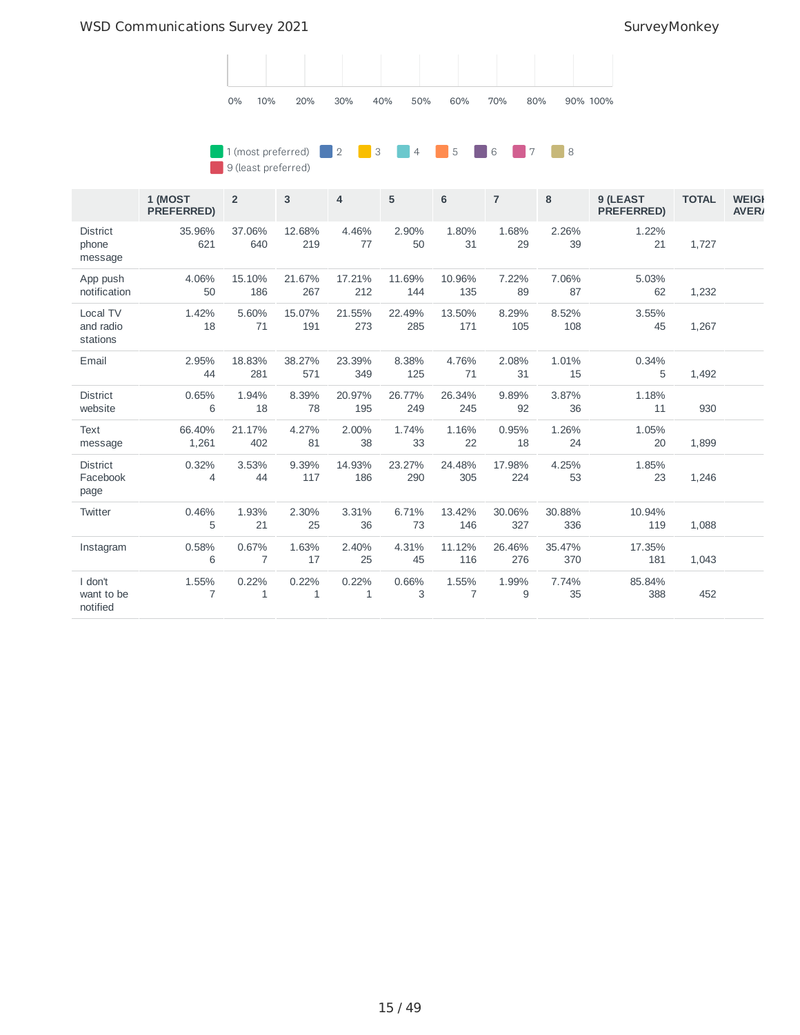0% 10% 20% 30% 40% 50% 60% 70% 80% 90% 100%

1 (most preferred) 2 3 4 5 6 7 8 9 (least preferred)

| | 1 (MOST PREFERRED) | 2 | 3 | 4 | 5 | 6 | 7 | 8 | 9 (LEAST PREFERRED) | TOTAL | WEIGHTED AVERAGE |
|---|---|---|---|---|---|---|---|---|---|---|---|
| District phone message | 35.96% 621 | 37.06% 640 | 12.68% 219 | 4.46% 77 | 2.90% 50 | 1.80% 31 | 1.68% 29 | 2.26% 39 | 1.22% 21 | 1,727 | |
| App push notification | 4.06% 50 | 15.10% 186 | 21.67% 267 | 17.21% 212 | 11.69% 144 | 10.96% 135 | 7.22% 89 | 7.06% 87 | 5.03% 62 | 1,232 | |
| Local TV and radio stations | 1.42% 18 | 5.60% 71 | 15.07% 191 | 21.55% 273 | 22.49% 285 | 13.50% 171 | 8.29% 105 | 8.52% 108 | 3.55% 45 | 1,267 | |
| Email | 2.95% 44 | 18.83% 281 | 38.27% 571 | 23.39% 349 | 8.38% 125 | 4.76% 71 | 2.08% 31 | 1.01% 15 | 0.34% 5 | 1,492 | |
| District website | 0.65% 6 | 1.94% 18 | 8.39% 78 | 20.97% 195 | 26.77% 249 | 26.34% 245 | 9.89% 92 | 3.87% 36 | 1.18% 11 | 930 | |
| Text message | 66.40% 1,261 | 21.17% 402 | 4.27% 81 | 2.00% 38 | 1.74% 33 | 1.16% 22 | 0.95% 18 | 1.26% 24 | 1.05% 20 | 1,899 | |
| District Facebook page | 0.32% 4 | 3.53% 44 | 9.39% 117 | 14.93% 186 | 23.27% 290 | 24.48% 305 | 17.98% 224 | 4.25% 53 | 1.85% 23 | 1,246 | |
| Twitter | 0.46% 5 | 1.93% 21 | 2.30% 25 | 3.31% 36 | 6.71% 73 | 13.42% 146 | 30.06% 327 | 30.88% 336 | 10.94% 119 | 1,088 | |
| Instagram | 0.58% 6 | 0.67% 7 | 1.63% 17 | 2.40% 25 | 4.31% 45 | 11.12% 116 | 26.46% 276 | 35.47% 370 | 17.35% 181 | 1,043 | |
| I don't want to be notified | 1.55% 7 | 0.22% 1 | 0.22% 1 | 0.22% 1 | 0.66% 3 | 1.55% 7 | 1.99% 9 | 7.74% 35 | 85.84% 388 | 452 | |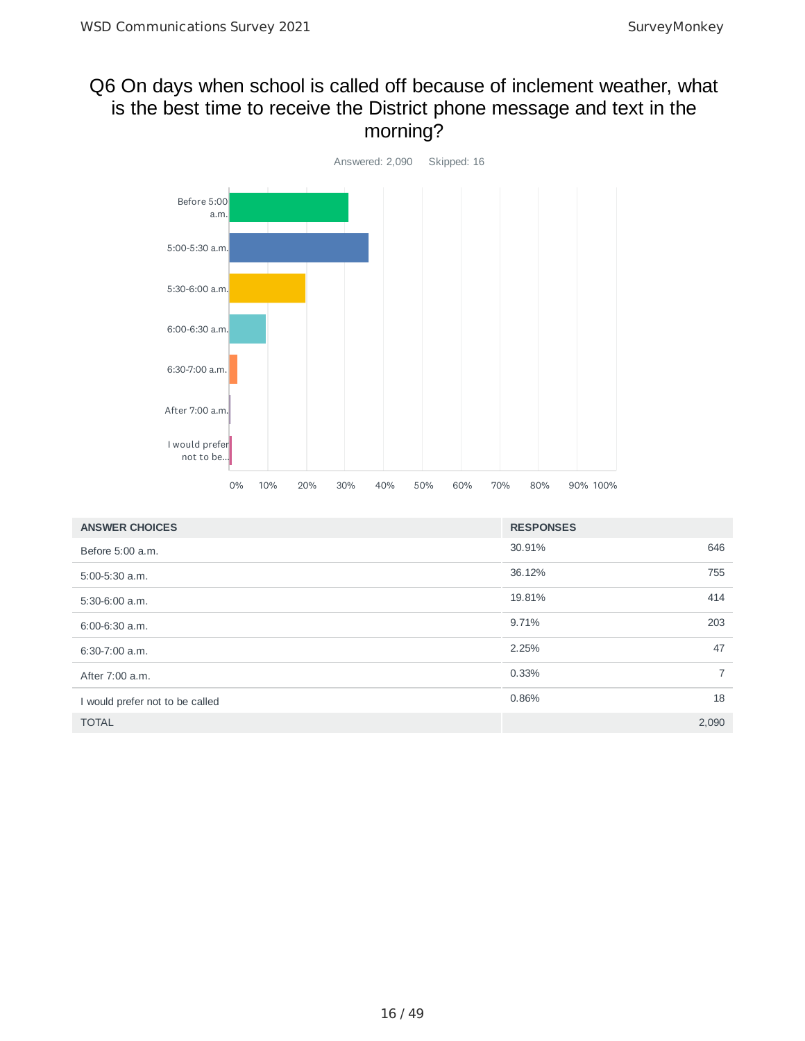## Q6 On days when school is called off because of inclement weather, what is the best time to receive the District phone message and text in the morning?

Answered: 2,090 Skipped: 16

| ANSWER CHOICES | RESPONSES | |
|---|---|---|
| Before 5:00 a.m. | 30.91% | 646 |
| 5:00-5:30 a.m. | 36.12% | 755 |
| 5:30-6:00 a.m. | 19.81% | 414 |
| 6:00-6:30 a.m. | 9.71% | 203 |
| 6:30-7:00 a.m. | 2.25% | 47 |
| After 7:00 a.m. | 0.33% | 7 |
| I would prefer not to be called | 0.86% | 18 |
| TOTAL | | 2,090 |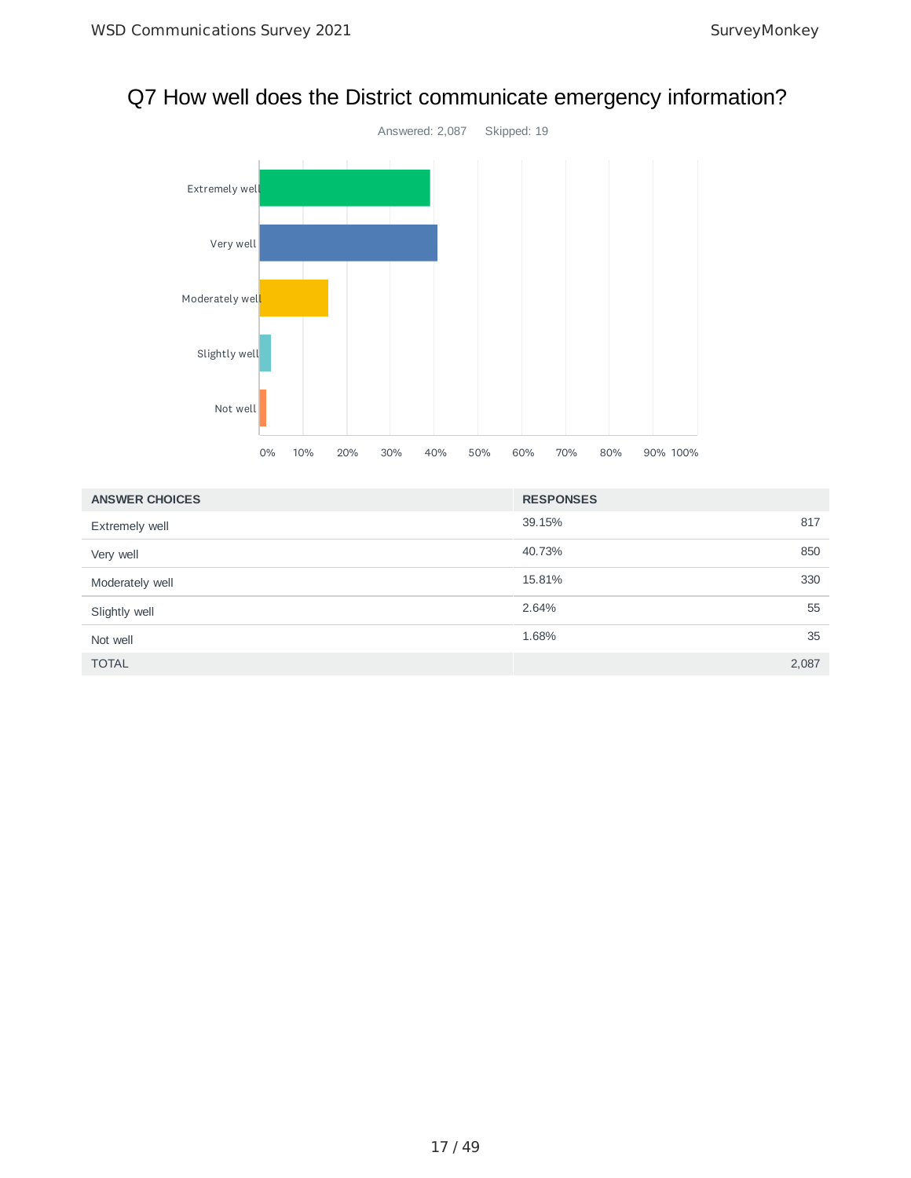# Q7 How well does the District communicate emergency information?

Answered: 2,087    Skipped: 19

| ANSWER CHOICES | RESPONSES | |
|---|---|---|
| Extremely well | 39.15% | 817 |
| Very well | 40.73% | 850 |
| Moderately well | 15.81% | 330 |
| Slightly well | 2.64% | 55 |
| Not well | 1.68% | 35 |
| TOTAL | | 2,087 |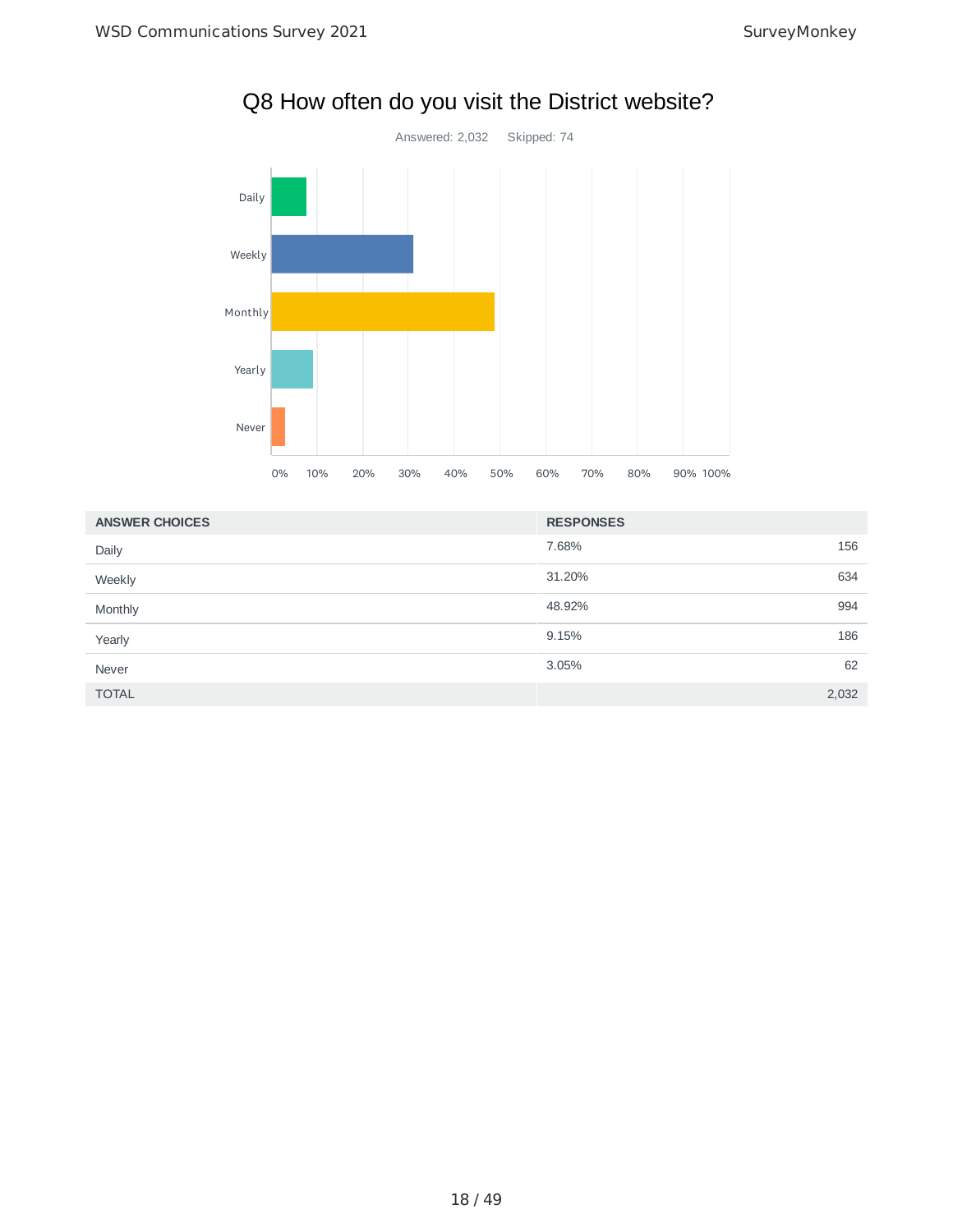# Q8 How often do you visit the District website?

Answered: 2,032 Skipped: 74

| ANSWER CHOICES | RESPONSES | |
|---|---|---|
| Daily | 7.68% | 156 |
| Weekly | 31.20% | 634 |
| Monthly | 48.92% | 994 |
| Yearly | 9.15% | 186 |
| Never | 3.05% | 62 |
| TOTAL | | 2,032 |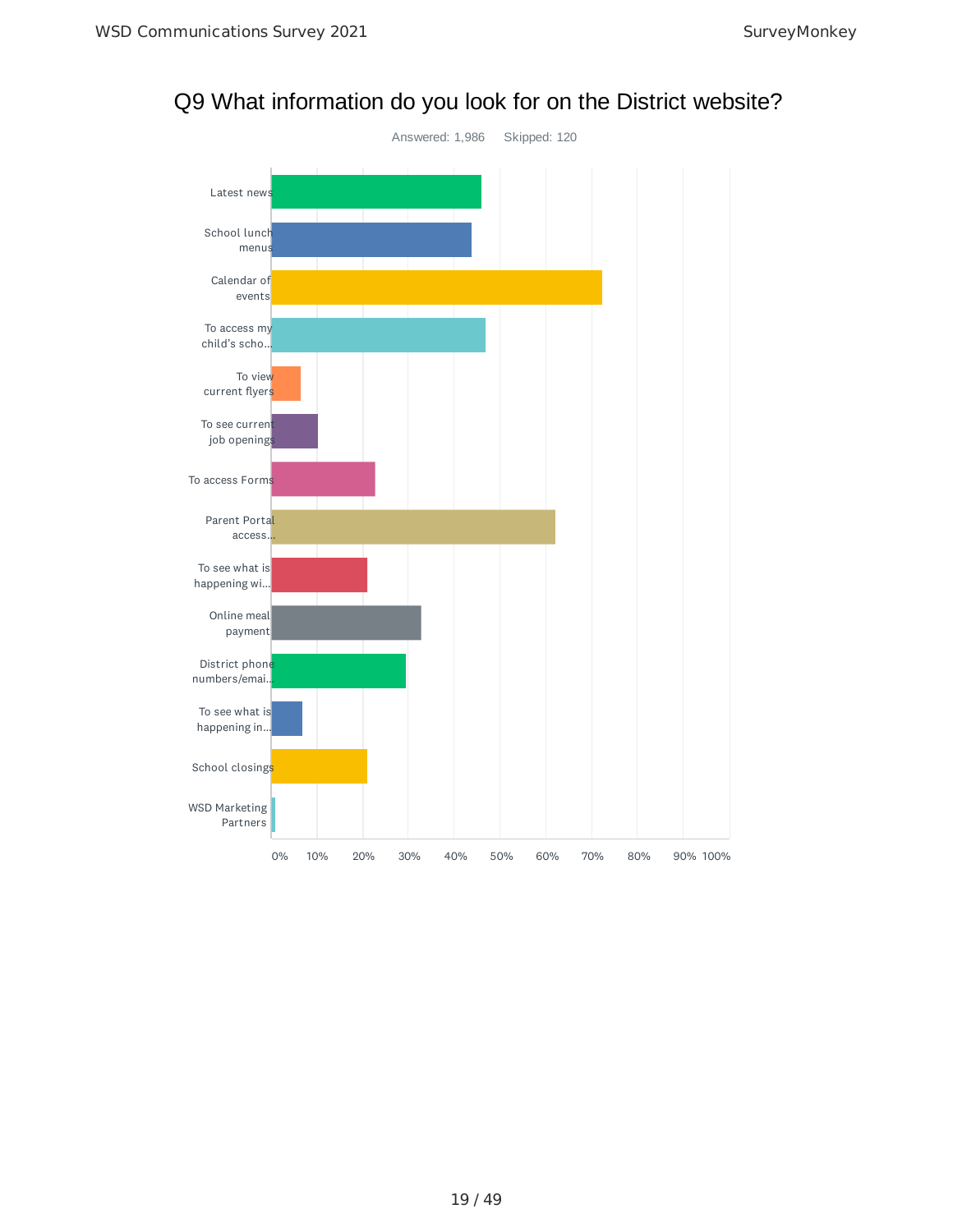## Q9 What information do you look for on the District website?

Answered: 1,986 Skipped: 120

Latest news

School lunch menus

Calendar of events

To access my child's scho...

To view current flyers

To see current job openings

To access Forms

Parent Portal access...

To see what is happening wi...

Online meal payment

District phone numbers/emai...

To see what is happening in...

School closings

WSD Marketing Partners

0% 10% 20% 30% 40% 50% 60% 70% 80% 90% 100%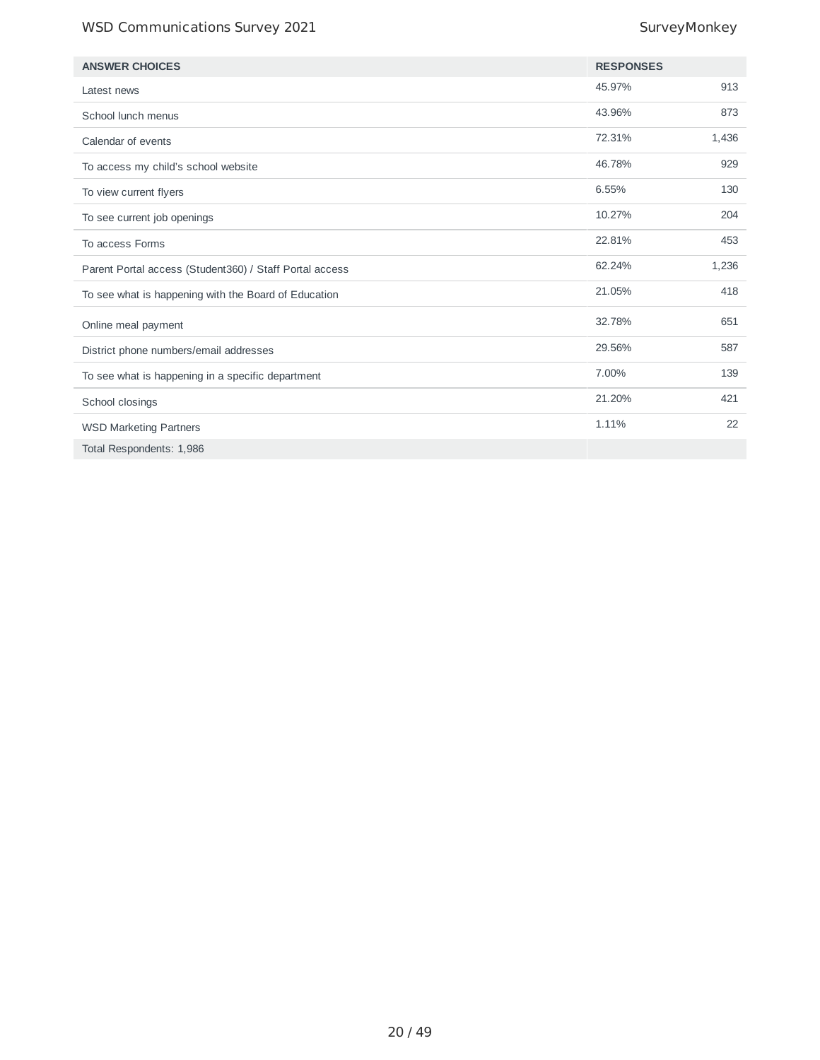| ANSWER CHOICES | RESPONSES | |
|---|---|---|
| Latest news | 45.97% | 913 |
| School lunch menus | 43.96% | 873 |
| Calendar of events | 72.31% | 1,436 |
| To access my child's school website | 46.78% | 929 |
| To view current flyers | 6.55% | 130 |
| To see current job openings | 10.27% | 204 |
| To access Forms | 22.81% | 453 |
| Parent Portal access (Student360) / Staff Portal access | 62.24% | 1,236 |
| To see what is happening with the Board of Education | 21.05% | 418 |
| Online meal payment | 32.78% | 651 |
| District phone numbers/email addresses | 29.56% | 587 |
| To see what is happening in a specific department | 7.00% | 139 |
| School closings | 21.20% | 421 |
| WSD Marketing Partners | 1.11% | 22 |
| Total Respondents: 1,986 | | |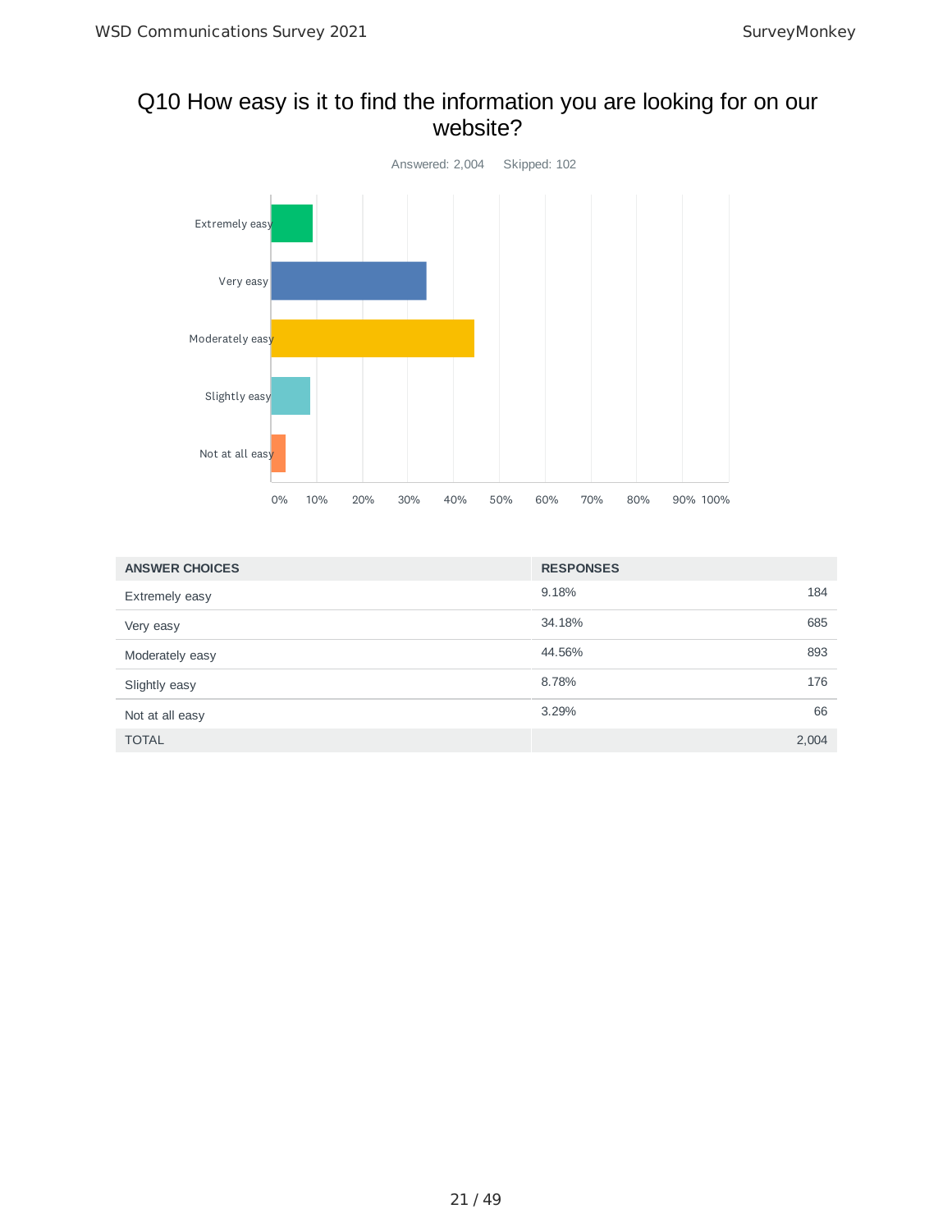# Q10 How easy is it to find the information you are looking for on our website?

Answered: 2,004 Skipped: 102

| ANSWER CHOICES | RESPONSES | |
|---|---|---|
| Extremely easy | 9.18% | 184 |
| Very easy | 34.18% | 685 |
| Moderately easy | 44.56% | 893 |
| Slightly easy | 8.78% | 176 |
| Not at all easy | 3.29% | 66 |
| TOTAL | | 2,004 |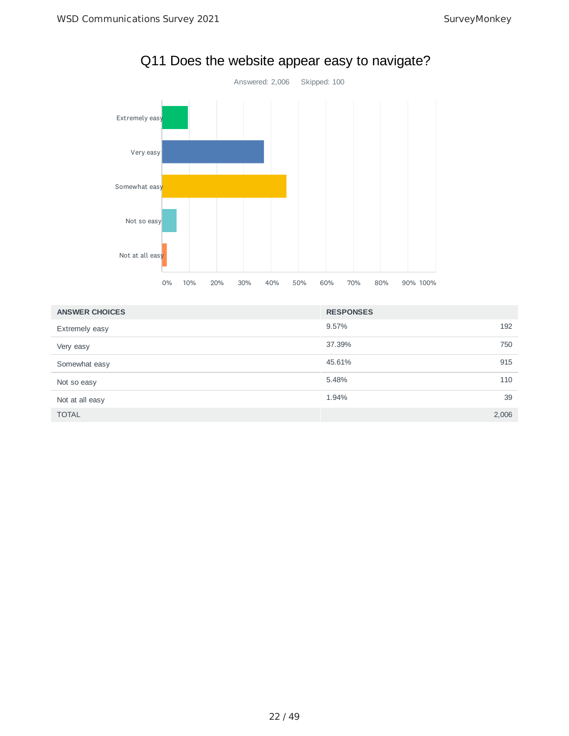# Q11 Does the website appear easy to navigate?

Answered: 2,006 Skipped: 100

| ANSWER CHOICES | RESPONSES | |
|---|---|---|
| Extremely easy | 9.57% | 192 |
| Very easy | 37.39% | 750 |
| Somewhat easy | 45.61% | 915 |
| Not so easy | 5.48% | 110 |
| Not at all easy | 1.94% | 39 |
| TOTAL | | 2,006 |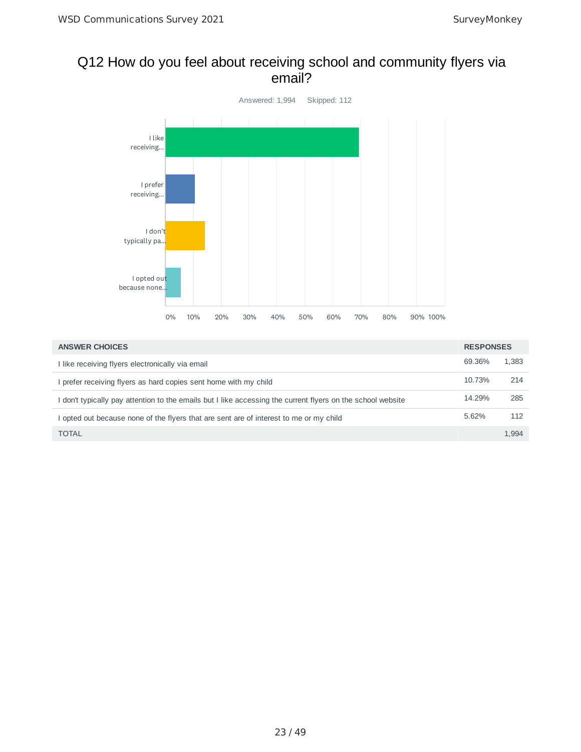# Q12 How do you feel about receiving school and community flyers via email?

Answered: 1,994 Skipped: 112

| ANSWER CHOICES | RESPONSES | |
|---|---|---|
| I like receiving flyers electronically via email | 69.36% | 1,383 |
| I prefer receiving flyers as hard copies sent home with my child | 10.73% | 214 |
| I don't typically pay attention to the emails but I like accessing the current flyers on the school website | 14.29% | 285 |
| I opted out because none of the flyers that are sent are of interest to me or my child | 5.62% | 112 |
| TOTAL | | 1,994 |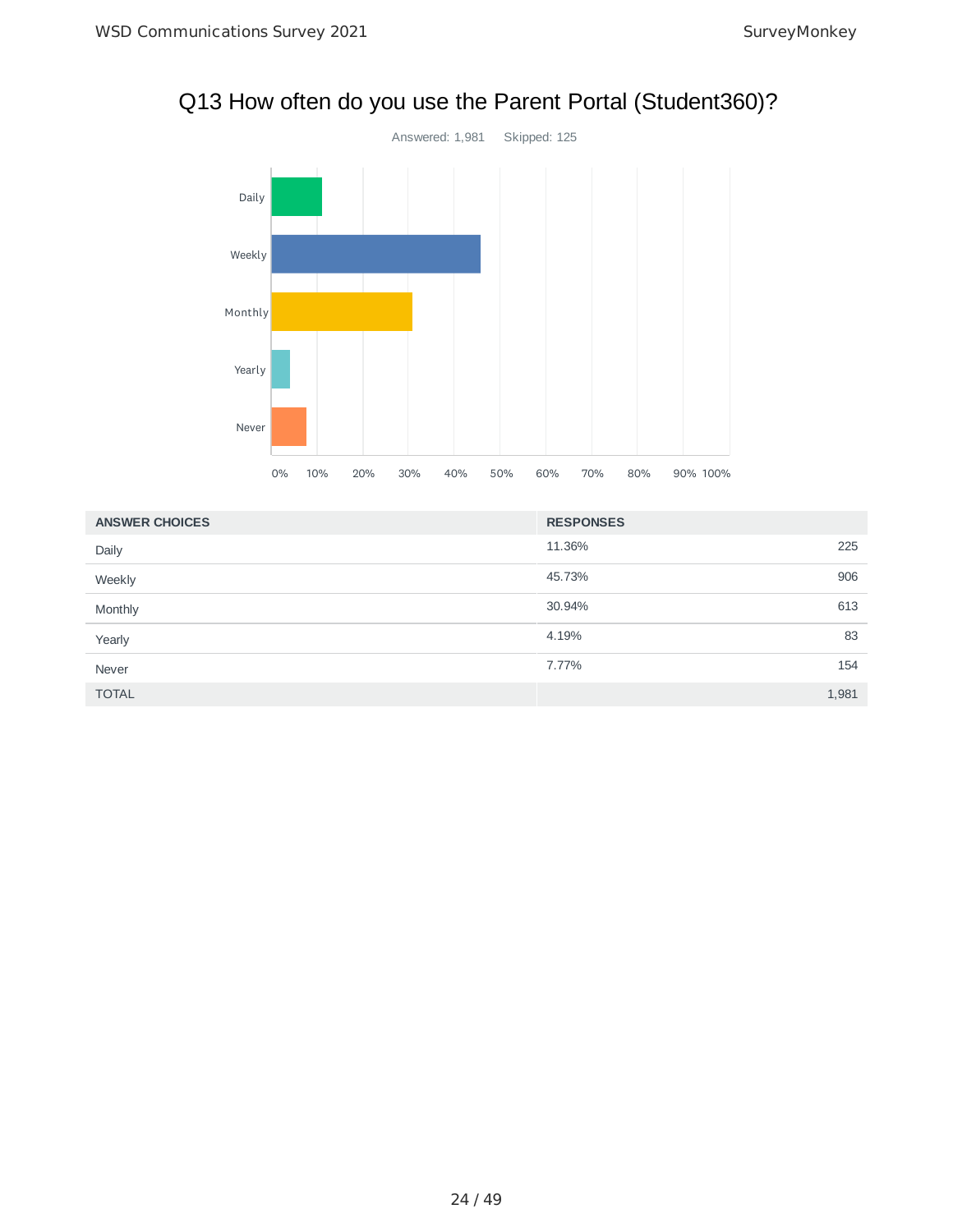# Q13 How often do you use the Parent Portal (Student360)?

Answered: 1,981    Skipped: 125

| ANSWER CHOICES | RESPONSES | |
|---|---|---|
| Daily | 11.36% | 225 |
| Weekly | 45.73% | 906 |
| Monthly | 30.94% | 613 |
| Yearly | 4.19% | 83 |
| Never | 7.77% | 154 |
| TOTAL | | 1,981 |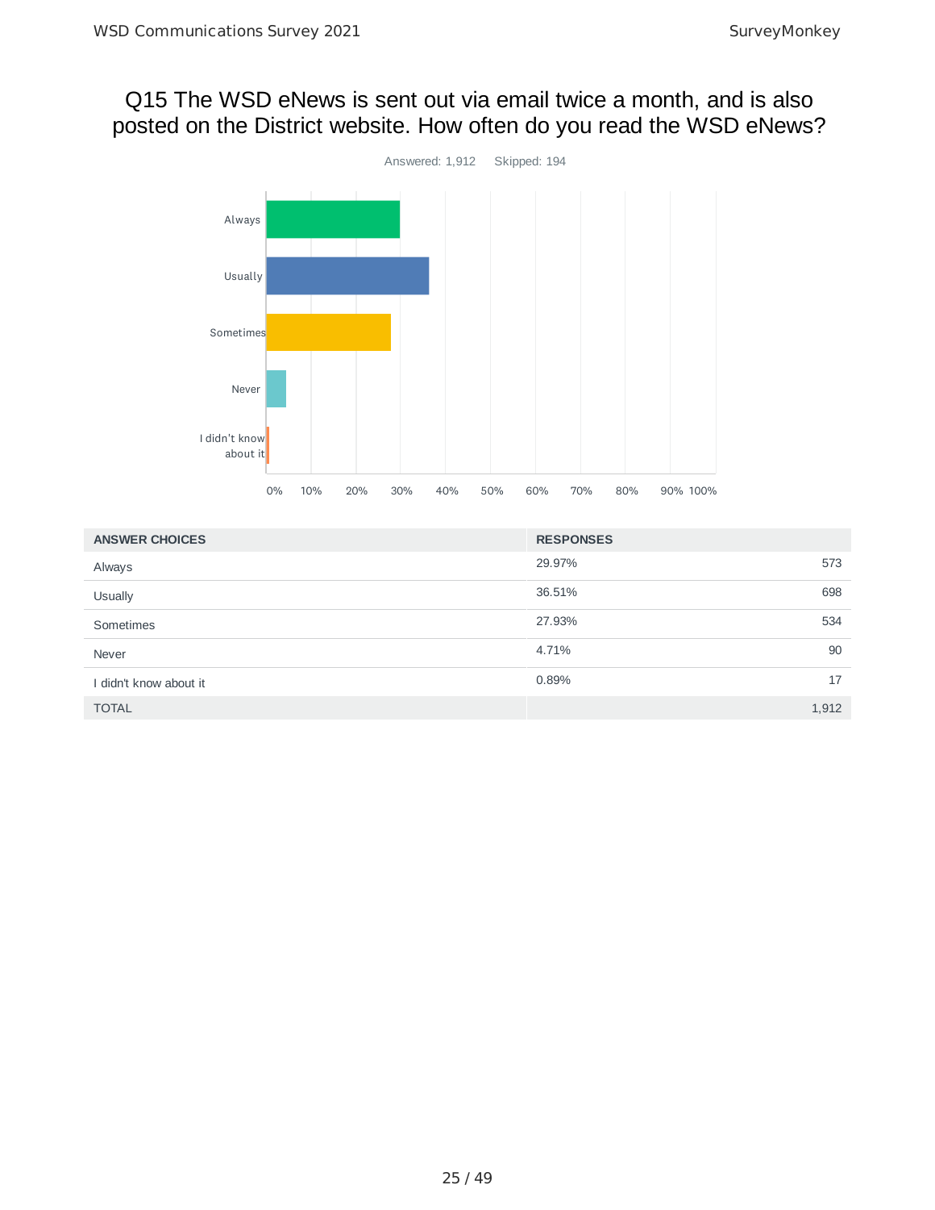## Q15 The WSD eNews is sent out via email twice a month, and is also posted on the District website. How often do you read the WSD eNews?

Answered: 1,912    Skipped: 194

| ANSWER CHOICES | RESPONSES | |
|---|---|---|
| Always | 29.97% | 573 |
| Usually | 36.51% | 698 |
| Sometimes | 27.93% | 534 |
| Never | 4.71% | 90 |
| I didn't know about it | 0.89% | 17 |
| TOTAL | | 1,912 |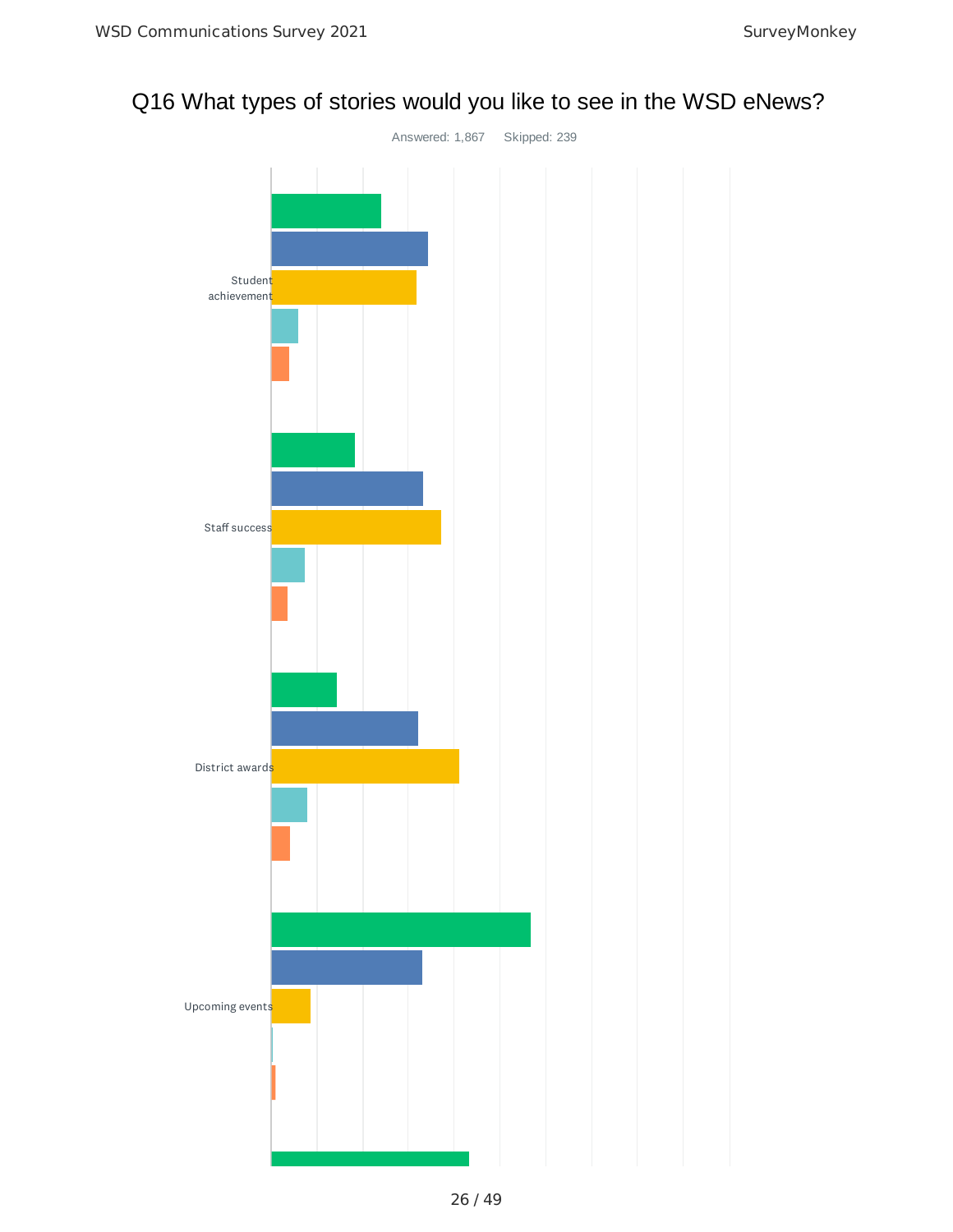## Q16 What types of stories would you like to see in the WSD eNews?

Answered: 1,867 Skipped: 239

Student achievement

Staff success

District awards

Upcoming events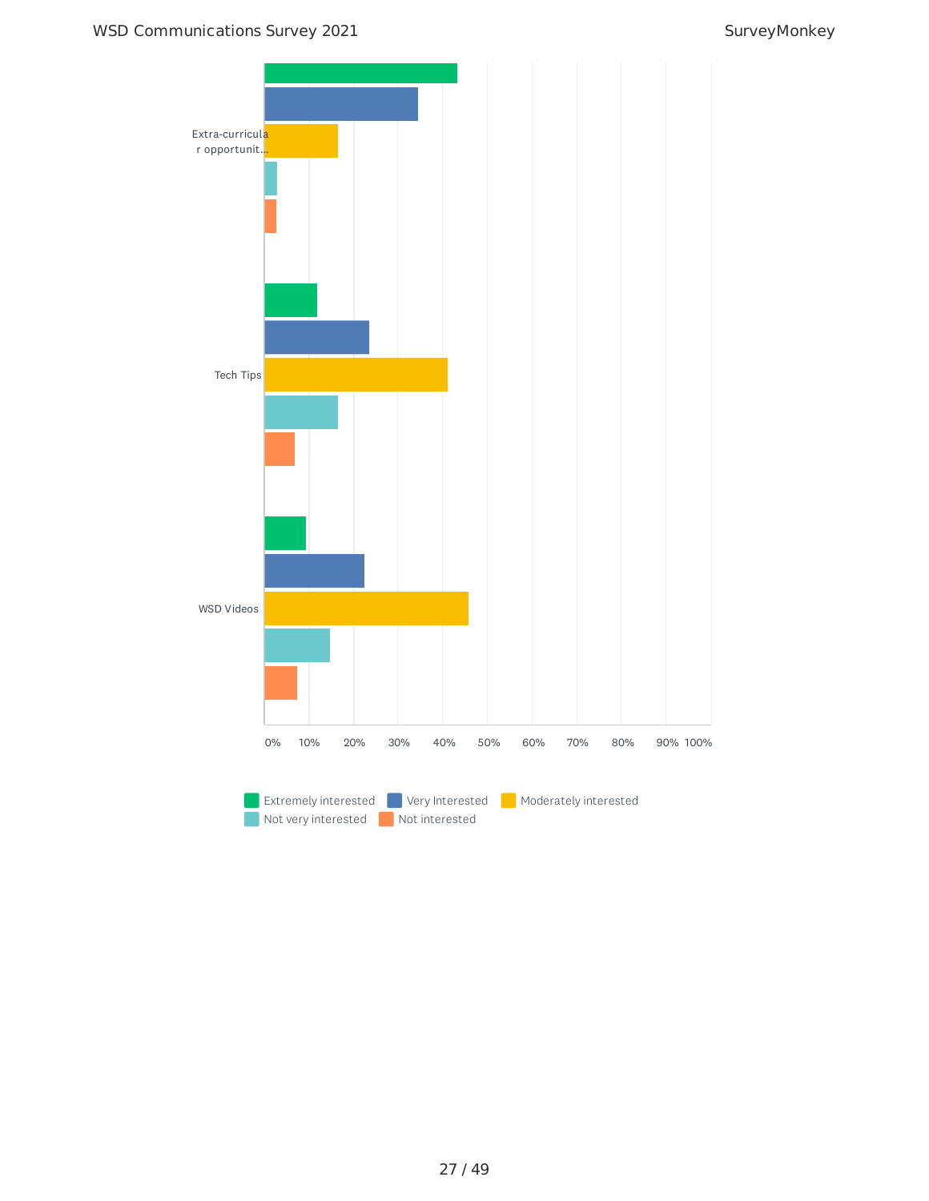Extra-curricular opportunit...

Tech Tips

WSD Videos

0% 10% 20% 30% 40% 50% 60% 70% 80% 90% 100%

Extremely interested | Very Interested | Moderately interested | Not very interested | Not interested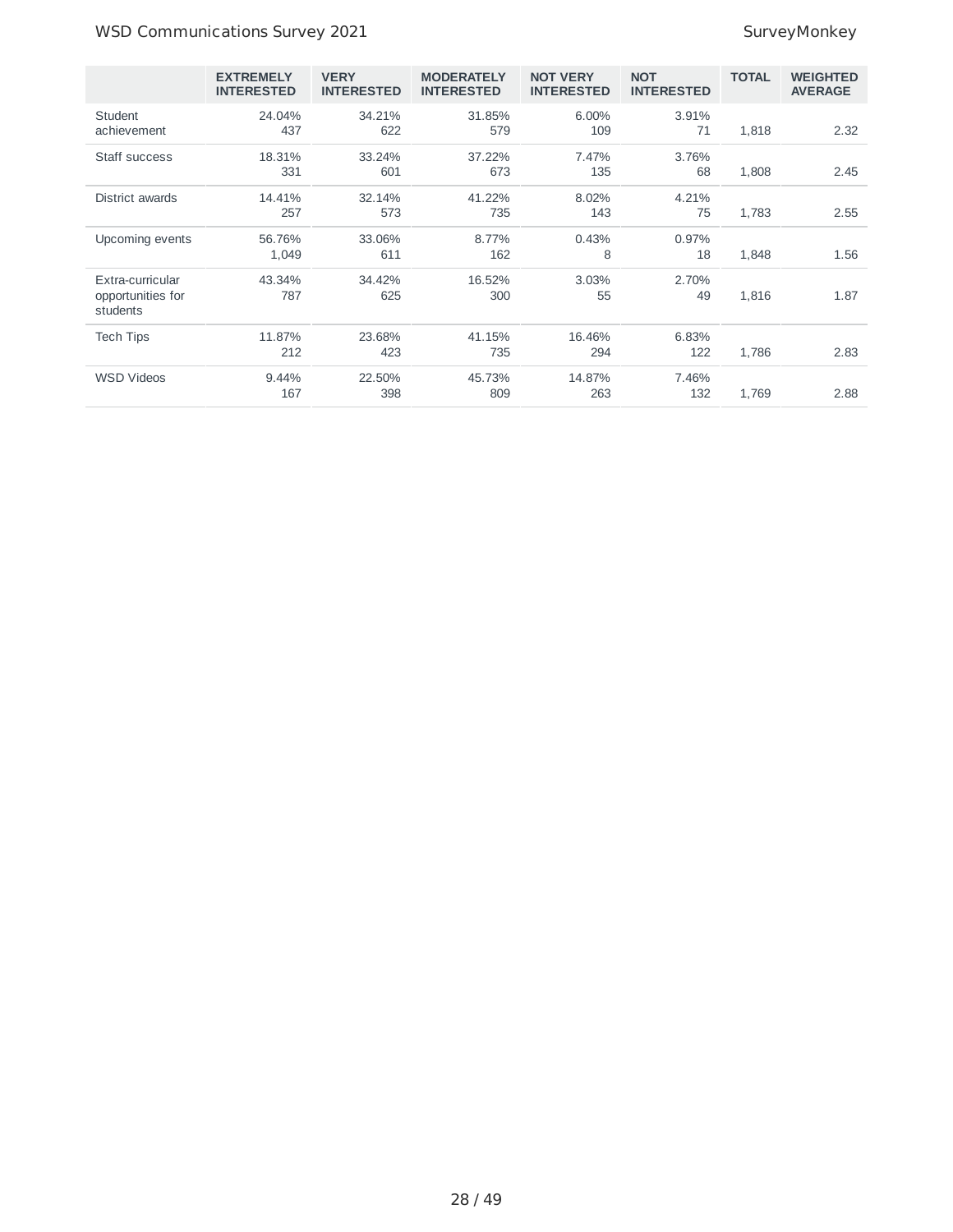| | EXTREMELY INTERESTED | VERY INTERESTED | MODERATELY INTERESTED | NOT VERY INTERESTED | NOT INTERESTED | TOTAL | WEIGHTED AVERAGE |
|---|---|---|---|---|---|---|---|
| Student achievement | 24.04%<br>437 | 34.21%<br>622 | 31.85%<br>579 | 6.00%<br>109 | 3.91%<br>71 | 1,818 | 2.32 |
| Staff success | 18.31%<br>331 | 33.24%<br>601 | 37.22%<br>673 | 7.47%<br>135 | 3.76%<br>68 | 1,808 | 2.45 |
| District awards | 14.41%<br>257 | 32.14%<br>573 | 41.22%<br>735 | 8.02%<br>143 | 4.21%<br>75 | 1,783 | 2.55 |
| Upcoming events | 56.76%<br>1,049 | 33.06%<br>611 | 8.77%<br>162 | 0.43%<br>8 | 0.97%<br>18 | 1,848 | 1.56 |
| Extra-curricular opportunities for students | 43.34%<br>787 | 34.42%<br>625 | 16.52%<br>300 | 3.03%<br>55 | 2.70%<br>49 | 1,816 | 1.87 |
| Tech Tips | 11.87%<br>212 | 23.68%<br>423 | 41.15%<br>735 | 16.46%<br>294 | 6.83%<br>122 | 1,786 | 2.83 |
| WSD Videos | 9.44%<br>167 | 22.50%<br>398 | 45.73%<br>809 | 14.87%<br>263 | 7.46%<br>132 | 1,769 | 2.88 |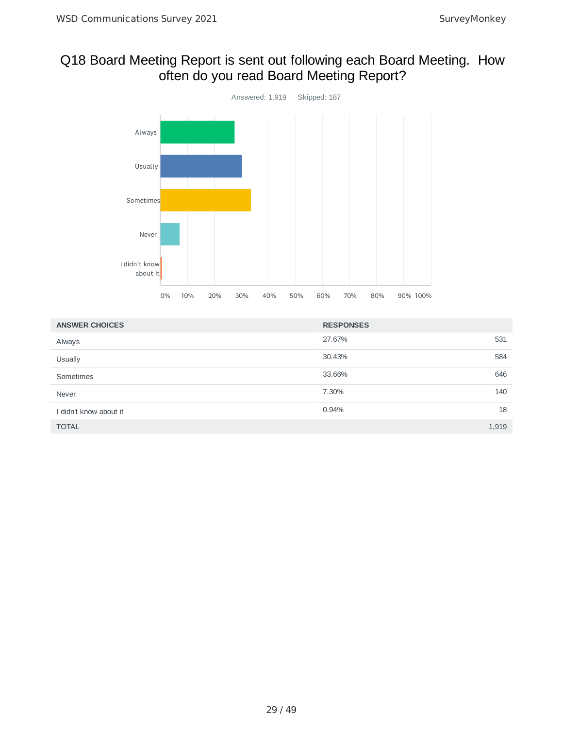# Q18 Board Meeting Report is sent out following each Board Meeting. How often do you read Board Meeting Report?

Answered: 1,919 Skipped: 187

| ANSWER CHOICES | RESPONSES | |
|---|---|---|
| Always | 27.67% | 531 |
| Usually | 30.43% | 584 |
| Sometimes | 33.66% | 646 |
| Never | 7.30% | 140 |
| I didn't know about it | 0.94% | 18 |
| TOTAL | | 1,919 |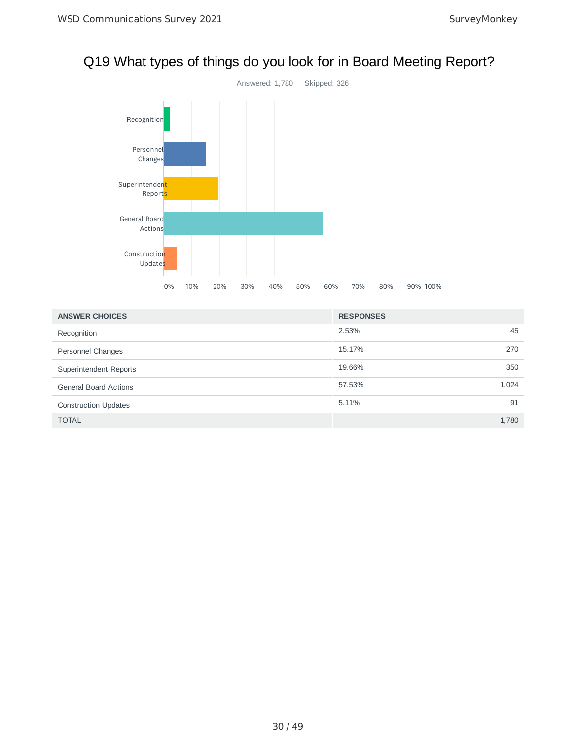# Q19 What types of things do you look for in Board Meeting Report?

Answered: 1,780 Skipped: 326

| ANSWER CHOICES | RESPONSES | |
|---|---|---|
| Recognition | 2.53% | 45 |
| Personnel Changes | 15.17% | 270 |
| Superintendent Reports | 19.66% | 350 |
| General Board Actions | 57.53% | 1,024 |
| Construction Updates | 5.11% | 91 |
| TOTAL | | 1,780 |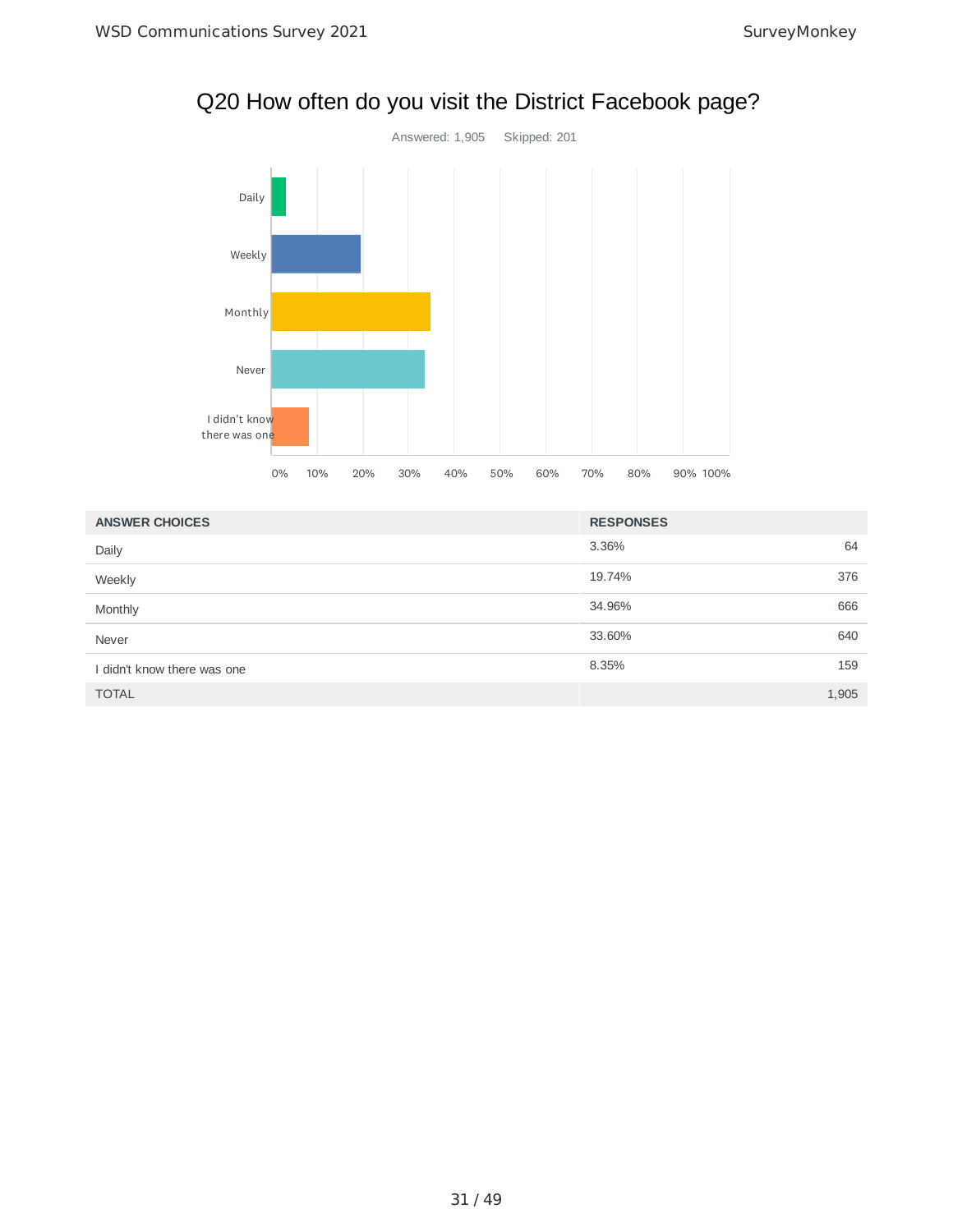# Q20 How often do you visit the District Facebook page?

Answered: 1,905    Skipped: 201

| ANSWER CHOICES | RESPONSES | |
|---|---|---|
| Daily | 3.36% | 64 |
| Weekly | 19.74% | 376 |
| Monthly | 34.96% | 666 |
| Never | 33.60% | 640 |
| I didn't know there was one | 8.35% | 159 |
| TOTAL | | 1,905 |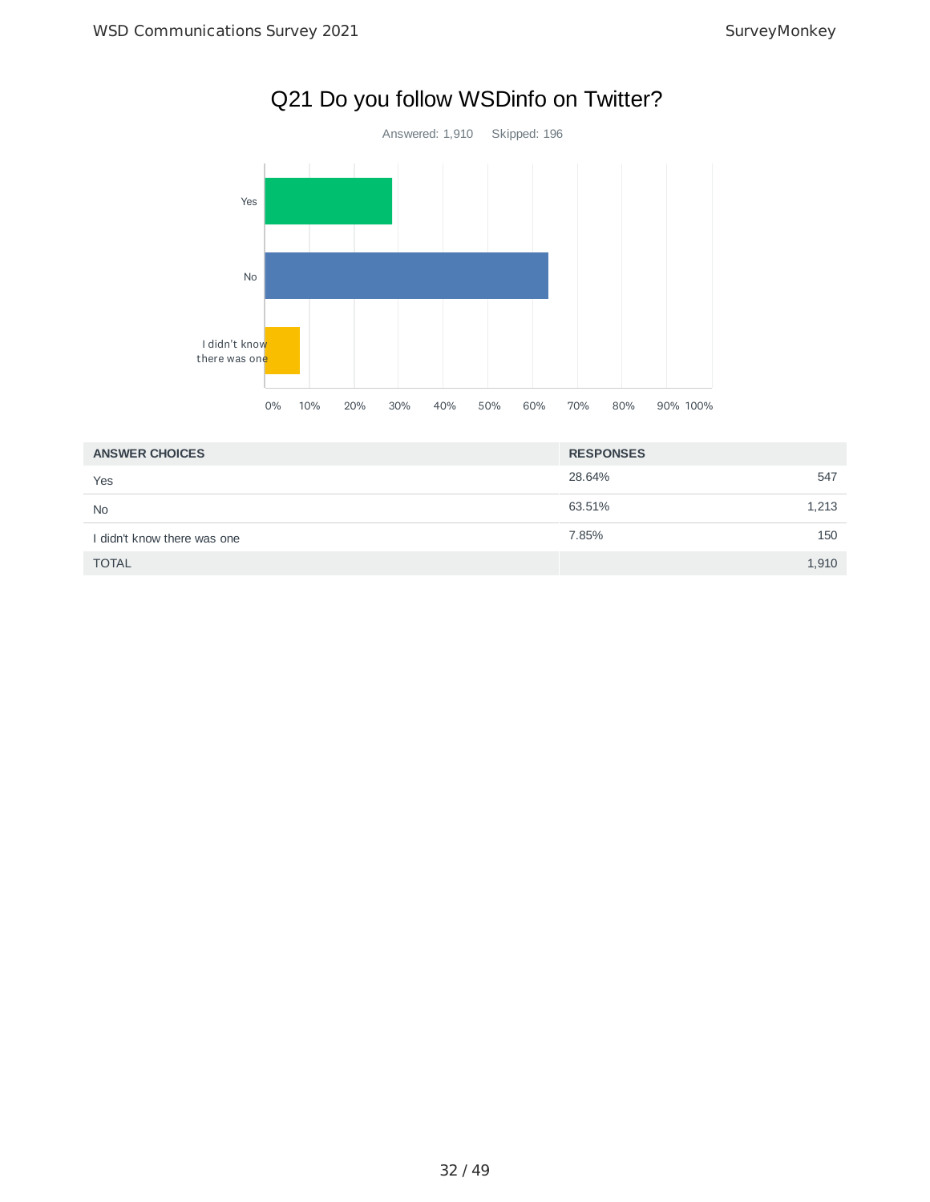# Q21 Do you follow WSDinfo on Twitter?

Answered: 1,910    Skipped: 196

| ANSWER CHOICES | RESPONSES | |
|---|---|---|
| Yes | 28.64% | 547 |
| No | 63.51% | 1,213 |
| I didn't know there was one | 7.85% | 150 |
| TOTAL | | 1,910 |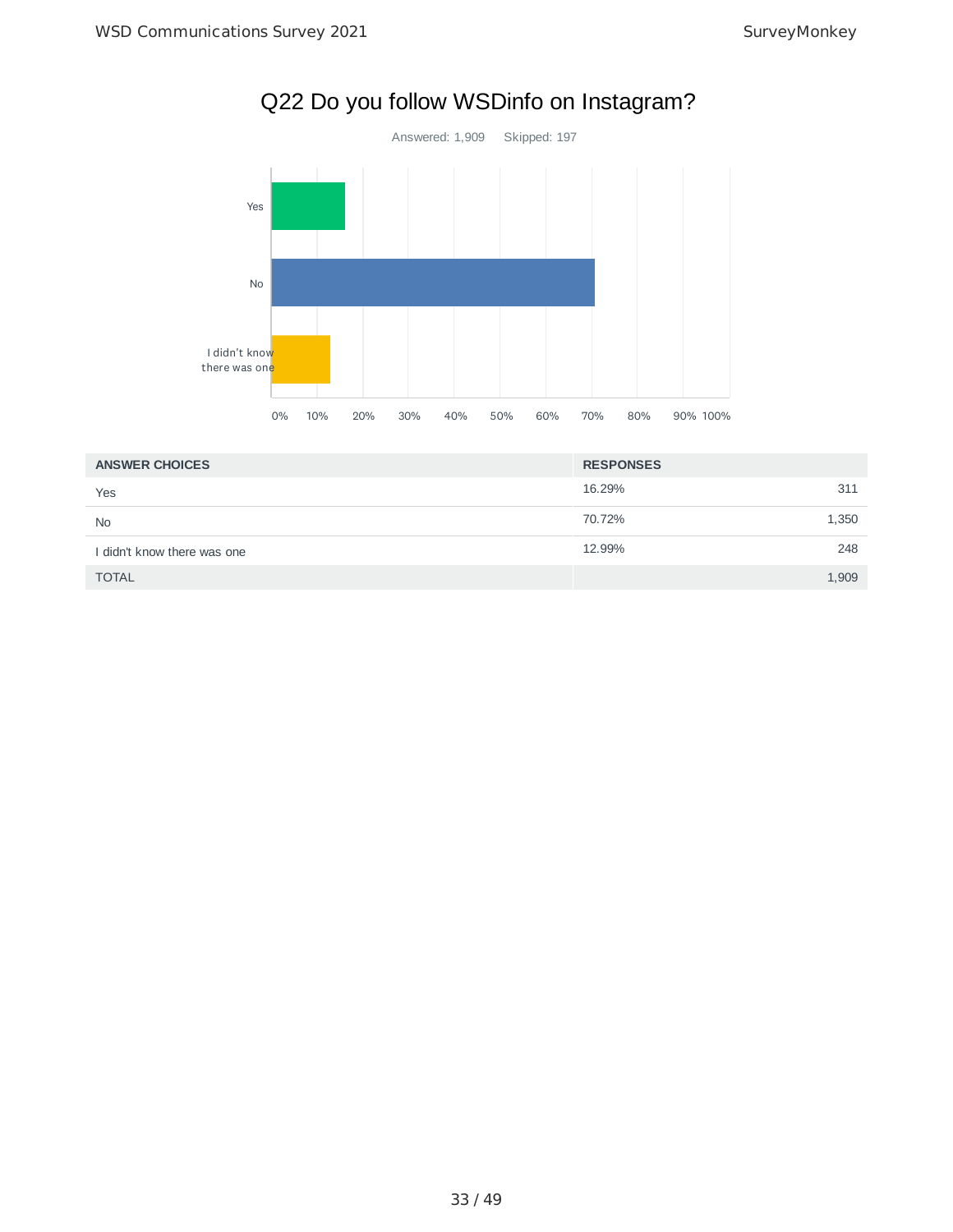# Q22 Do you follow WSDinfo on Instagram?

Answered: 1,909 Skipped: 197

| ANSWER CHOICES | RESPONSES | |
|---|---|---|
| Yes | 16.29% | 311 |
| No | 70.72% | 1,350 |
| I didn't know there was one | 12.99% | 248 |
| TOTAL | | 1,909 |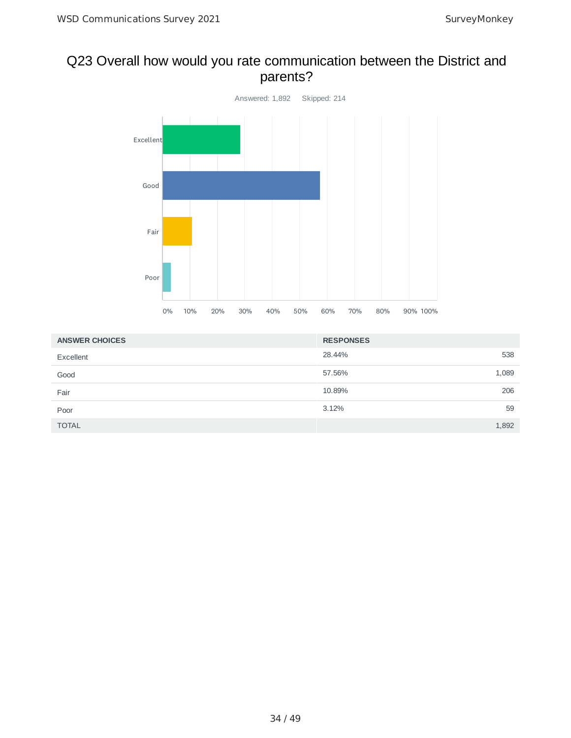## Q23 Overall how would you rate communication between the District and parents?

Answered: 1,892 Skipped: 214

| ANSWER CHOICES | RESPONSES | |
|---|---|---|
| Excellent | 28.44% | 538 |
| Good | 57.56% | 1,089 |
| Fair | 10.89% | 206 |
| Poor | 3.12% | 59 |
| TOTAL | | 1,892 |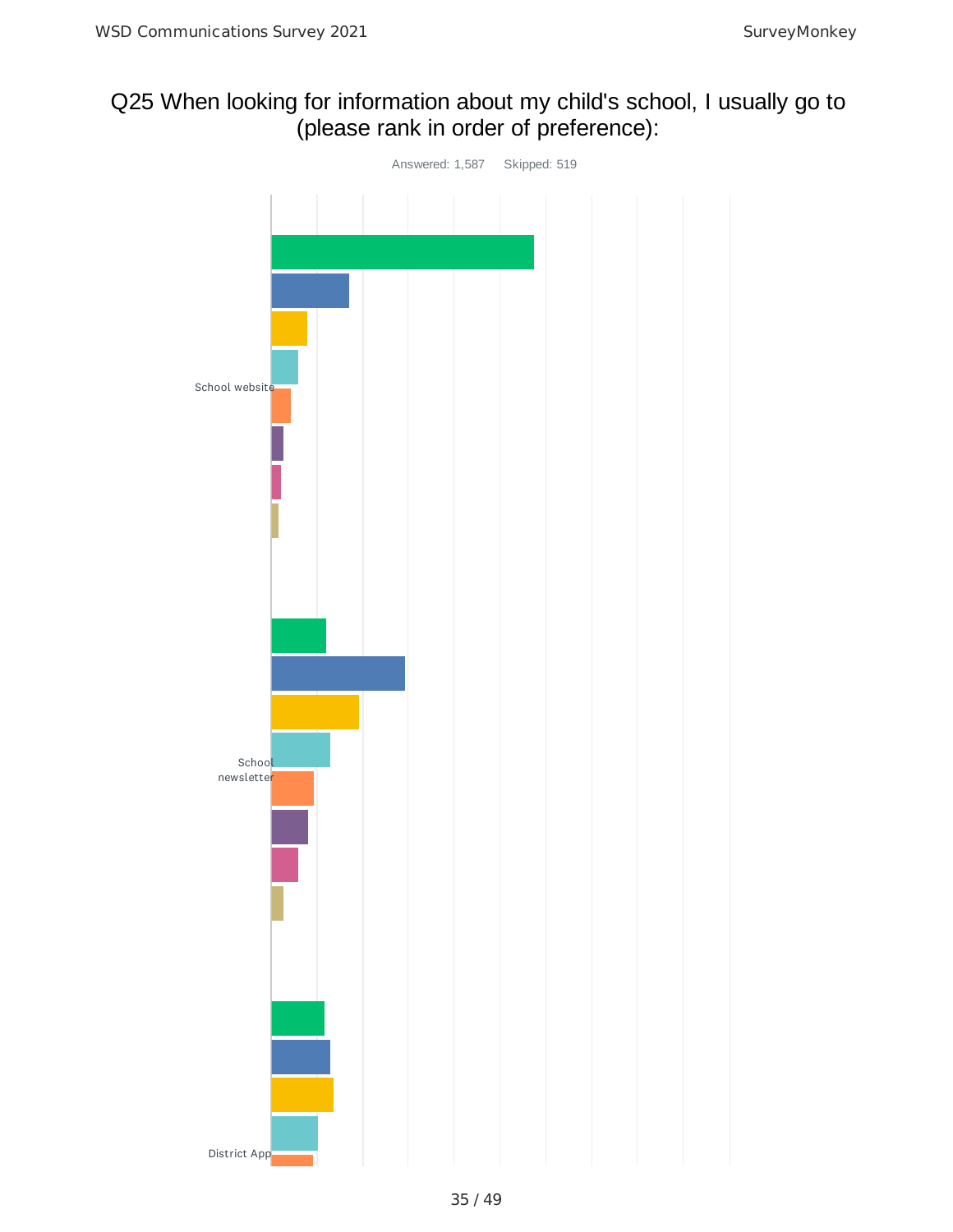## Q25 When looking for information about my child's school, I usually go to (please rank in order of preference):

Answered: 1,587 Skipped: 519

School website

School newsletter

District App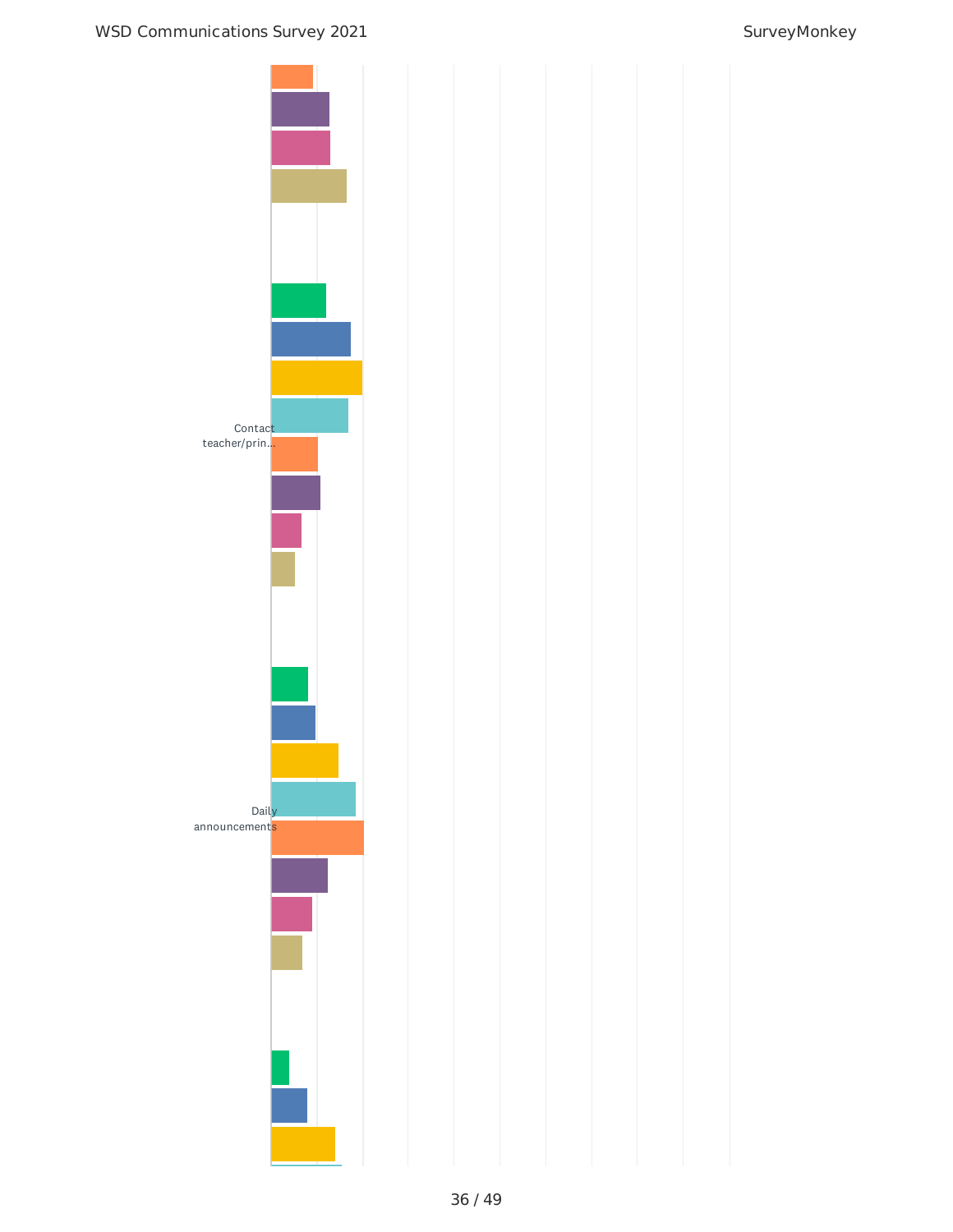Contact teacher/prin...

Daily announcements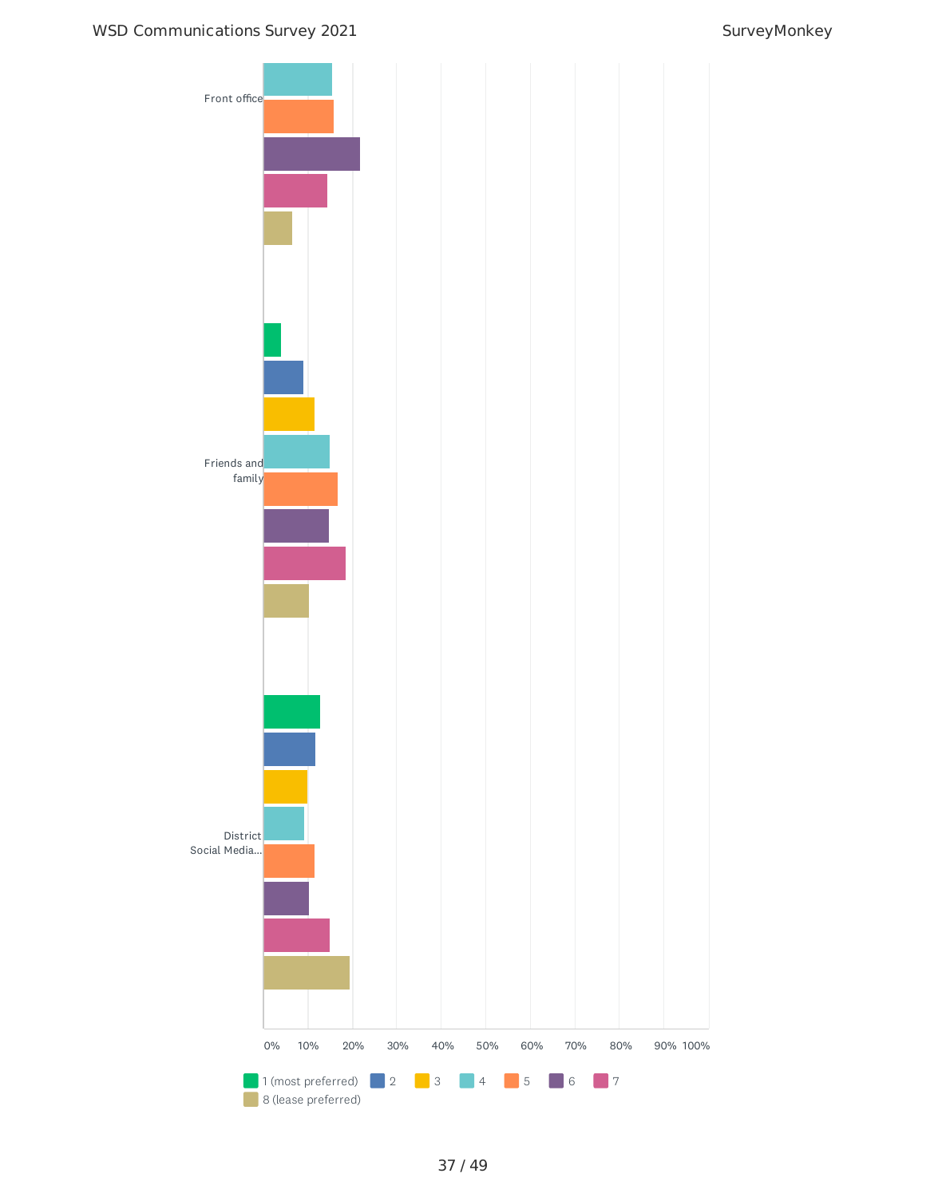Front office

Friends and family

District Social Media...

0% 10% 20% 30% 40% 50% 60% 70% 80% 90% 100%

1 (most preferred) 2 3 4 5 6 7 8 (lease preferred)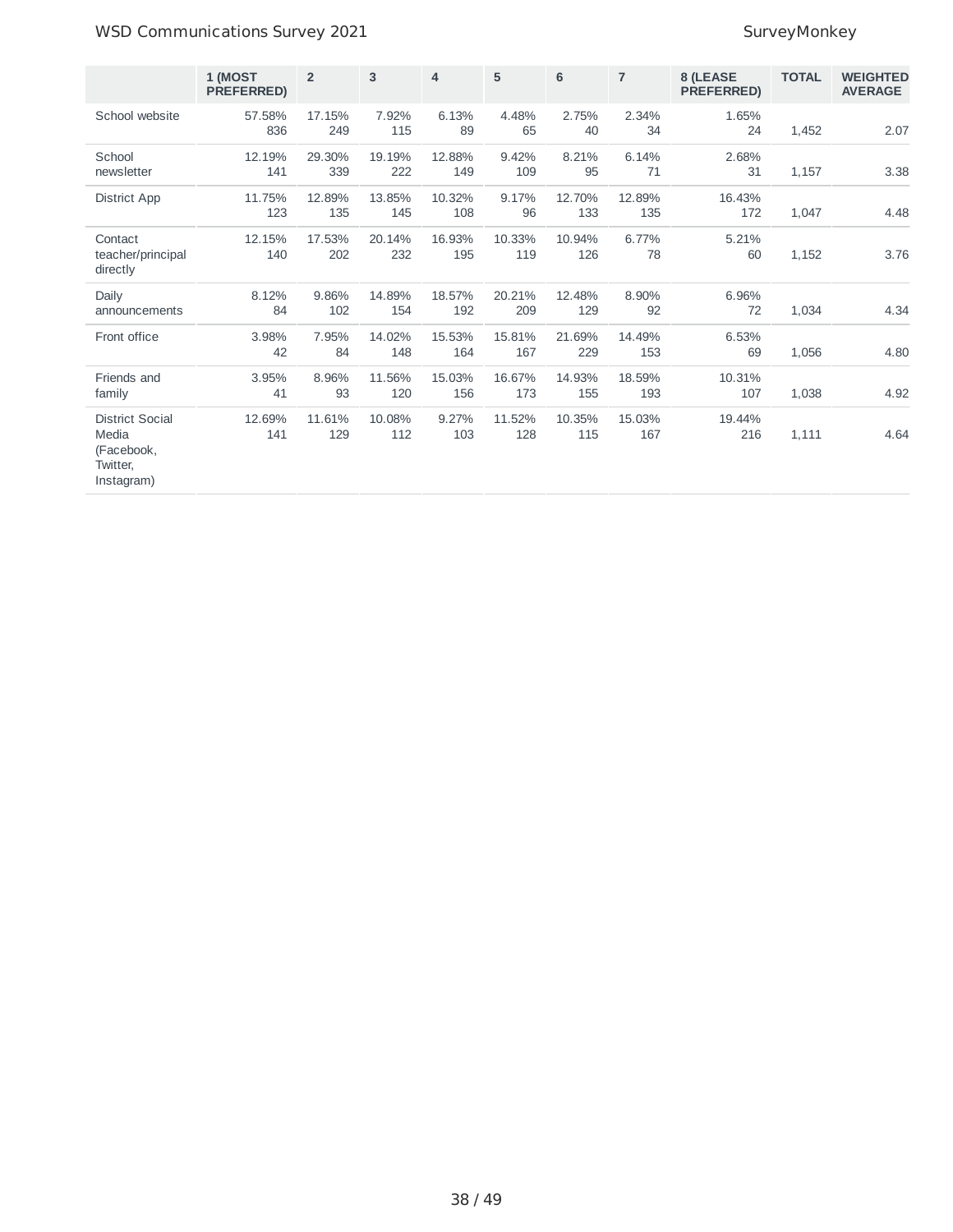| | 1 (MOST PREFERRED) | 2 | 3 | 4 | 5 | 6 | 7 | 8 (LEASE PREFERRED) | TOTAL | WEIGHTED AVERAGE |
|---|---|---|---|---|---|---|---|---|---|---|
| School website | 57.58% 836 | 17.15% 249 | 7.92% 115 | 6.13% 89 | 4.48% 65 | 2.75% 40 | 2.34% 34 | 1.65% 24 | 1,452 | 2.07 |
| School newsletter | 12.19% 141 | 29.30% 339 | 19.19% 222 | 12.88% 149 | 9.42% 109 | 8.21% 95 | 6.14% 71 | 2.68% 31 | 1,157 | 3.38 |
| District App | 11.75% 123 | 12.89% 135 | 13.85% 145 | 10.32% 108 | 9.17% 96 | 12.70% 133 | 12.89% 135 | 16.43% 172 | 1,047 | 4.48 |
| Contact teacher/principal directly | 12.15% 140 | 17.53% 202 | 20.14% 232 | 16.93% 195 | 10.33% 119 | 10.94% 126 | 6.77% 78 | 5.21% 60 | 1,152 | 3.76 |
| Daily announcements | 8.12% 84 | 9.86% 102 | 14.89% 154 | 18.57% 192 | 20.21% 209 | 12.48% 129 | 8.90% 92 | 6.96% 72 | 1,034 | 4.34 |
| Front office | 3.98% 42 | 7.95% 84 | 14.02% 148 | 15.53% 164 | 15.81% 167 | 21.69% 229 | 14.49% 153 | 6.53% 69 | 1,056 | 4.80 |
| Friends and family | 3.95% 41 | 8.96% 93 | 11.56% 120 | 15.03% 156 | 16.67% 173 | 14.93% 155 | 18.59% 193 | 10.31% 107 | 1,038 | 4.92 |
| District Social Media (Facebook, Twitter, Instagram) | 12.69% 141 | 11.61% 129 | 10.08% 112 | 9.27% 103 | 11.52% 128 | 10.35% 115 | 15.03% 167 | 19.44% 216 | 1,111 | 4.64 |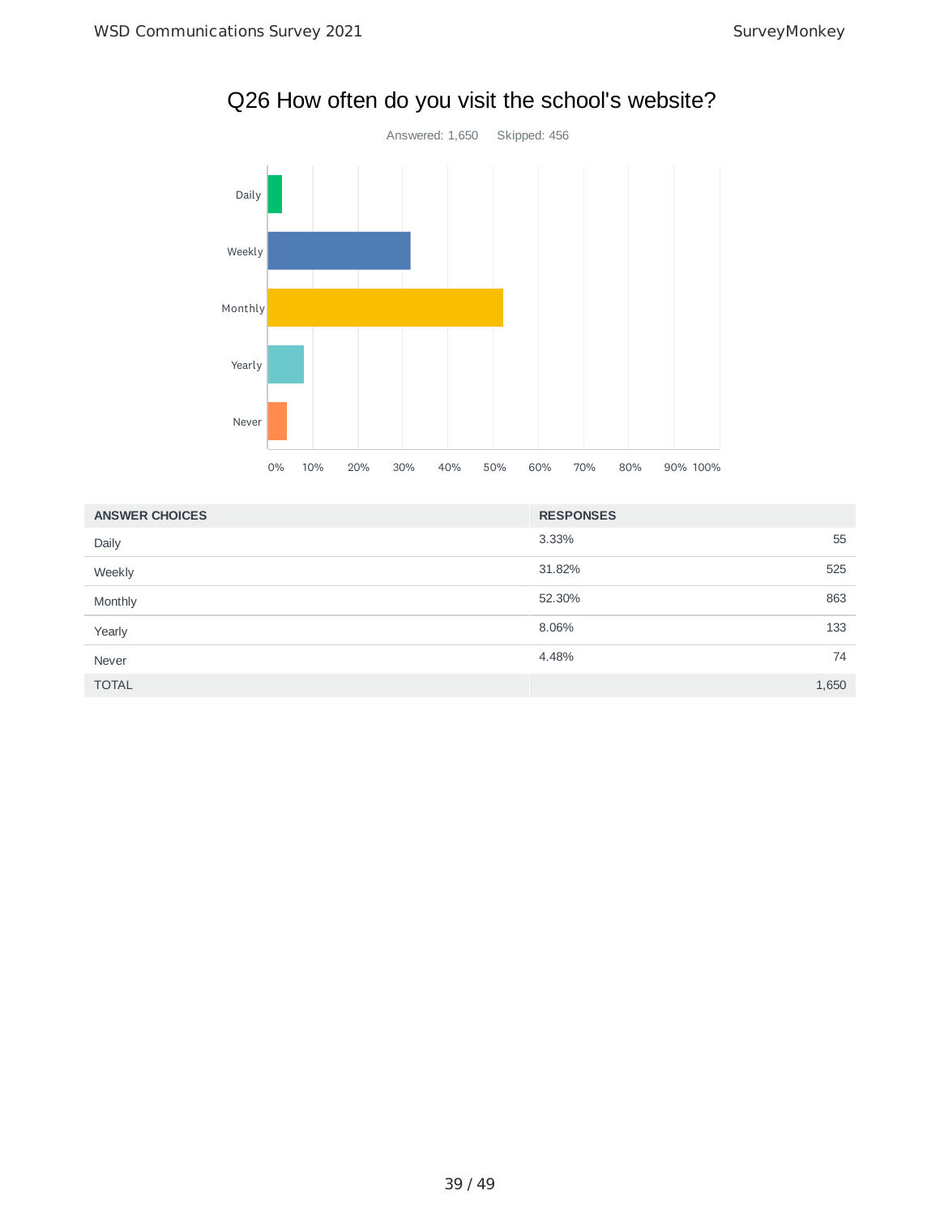# Q26 How often do you visit the school's website?

Answered: 1,650    Skipped: 456

| ANSWER CHOICES | RESPONSES | |
|---|---|---|
| Daily | 3.33% | 55 |
| Weekly | 31.82% | 525 |
| Monthly | 52.30% | 863 |
| Yearly | 8.06% | 133 |
| Never | 4.48% | 74 |
| TOTAL | | 1,650 |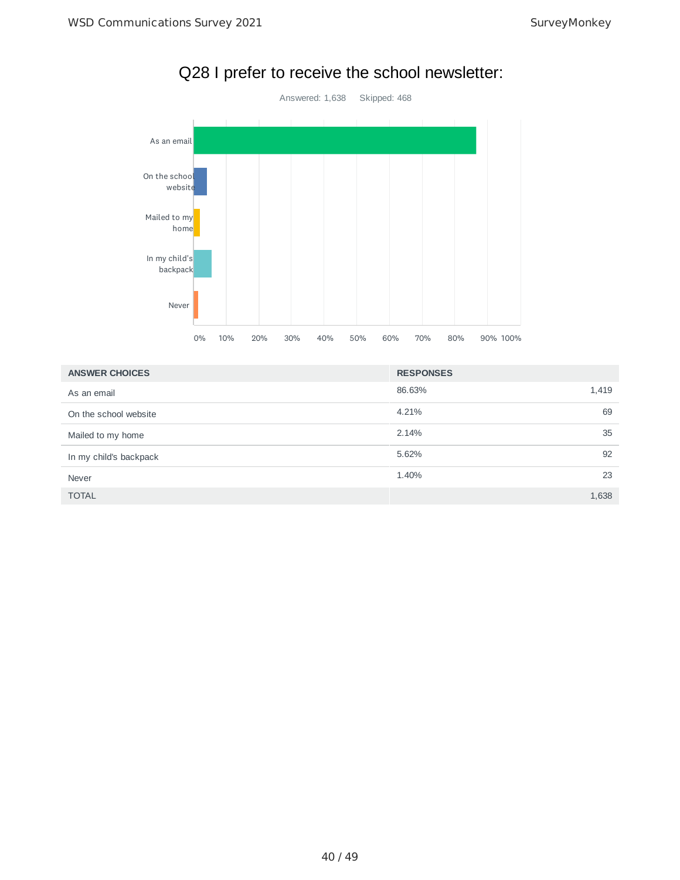# Q28 I prefer to receive the school newsletter:

Answered: 1,638 Skipped: 468

| ANSWER CHOICES | RESPONSES | |
|---|---|---|
| As an email | 86.63% | 1,419 |
| On the school website | 4.21% | 69 |
| Mailed to my home | 2.14% | 35 |
| In my child's backpack | 5.62% | 92 |
| Never | 1.40% | 23 |
| TOTAL | | 1,638 |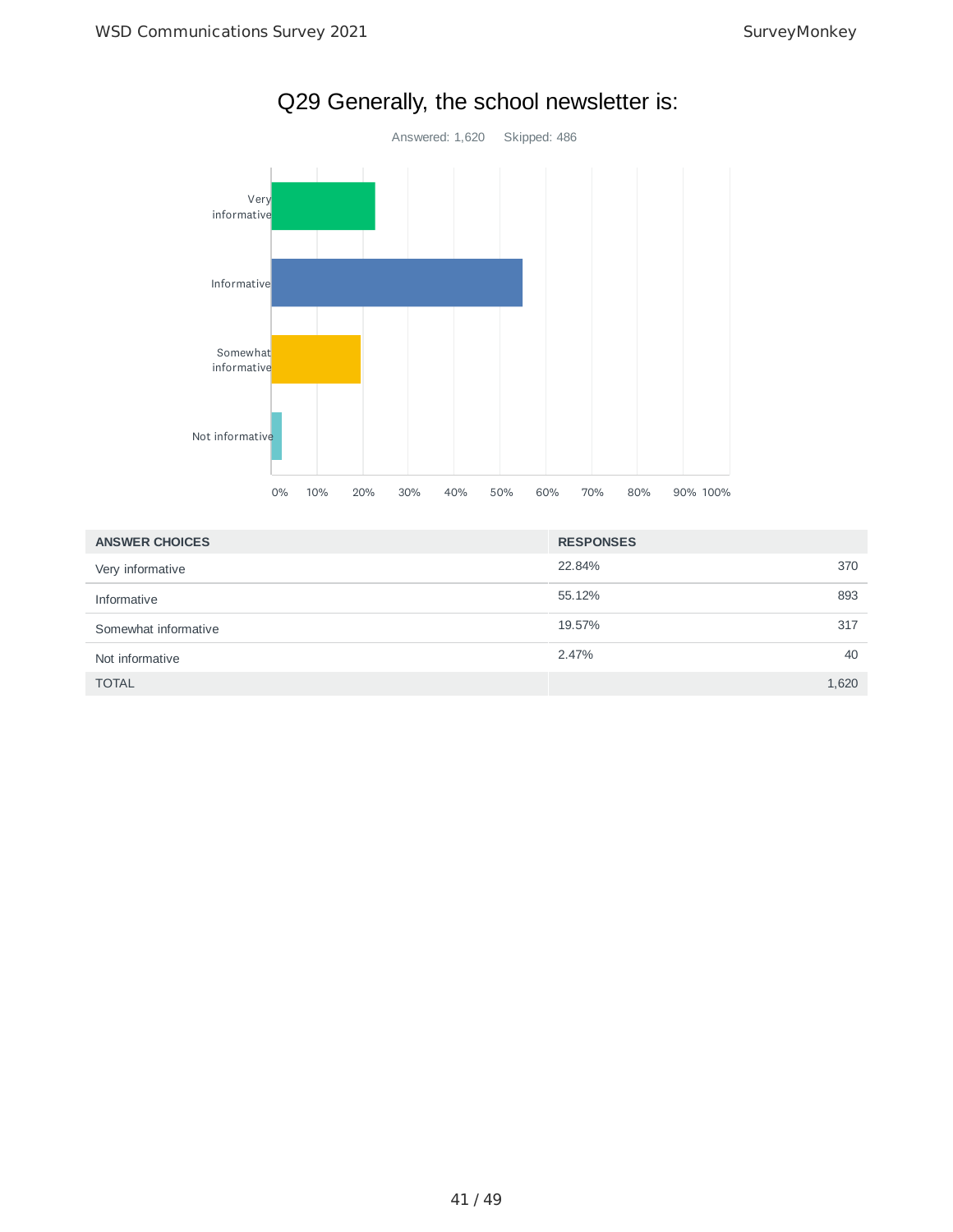# Q29 Generally, the school newsletter is:

Answered: 1,620 Skipped: 486

| ANSWER CHOICES | RESPONSES | |
|---|---|---|
| Very informative | 22.84% | 370 |
| Informative | 55.12% | 893 |
| Somewhat informative | 19.57% | 317 |
| Not informative | 2.47% | 40 |
| TOTAL | | 1,620 |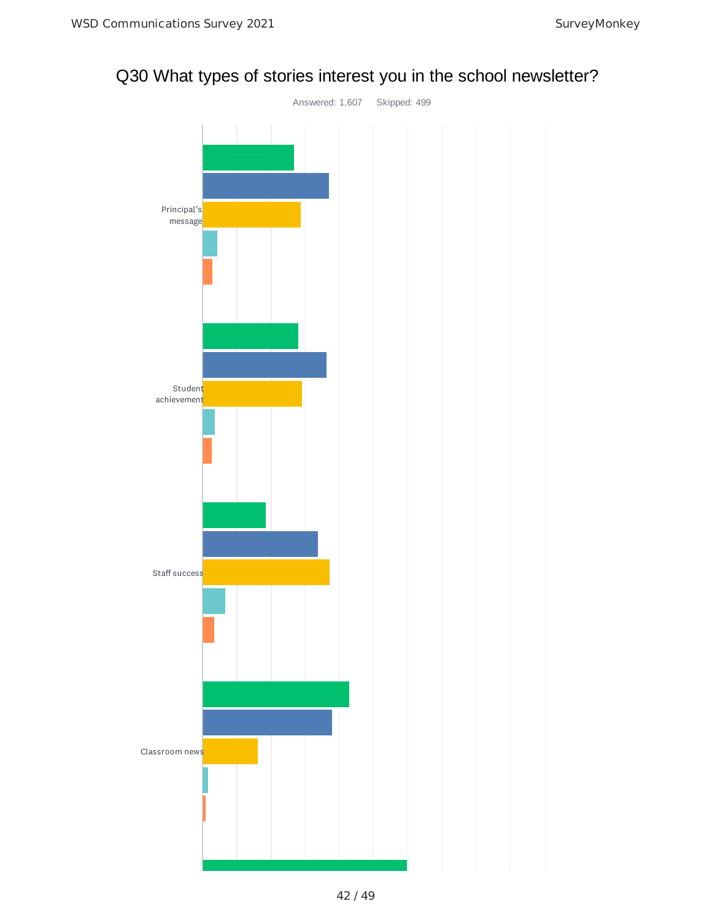## Q30 What types of stories interest you in the school newsletter?

Answered: 1,607 Skipped: 499

Principal's message

Student achievement

Staff success

Classroom news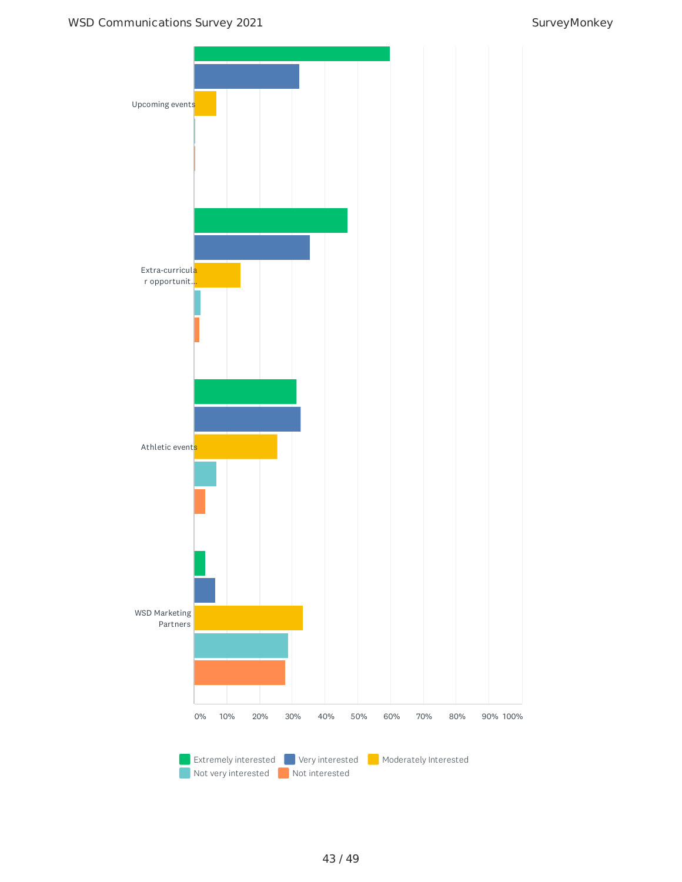Upcoming events

Extra-curricular opportunit...

Athletic events

WSD Marketing Partners

0% 10% 20% 30% 40% 50% 60% 70% 80% 90% 100%

Extremely interested | Very interested | Moderately Interested | Not very interested | Not interested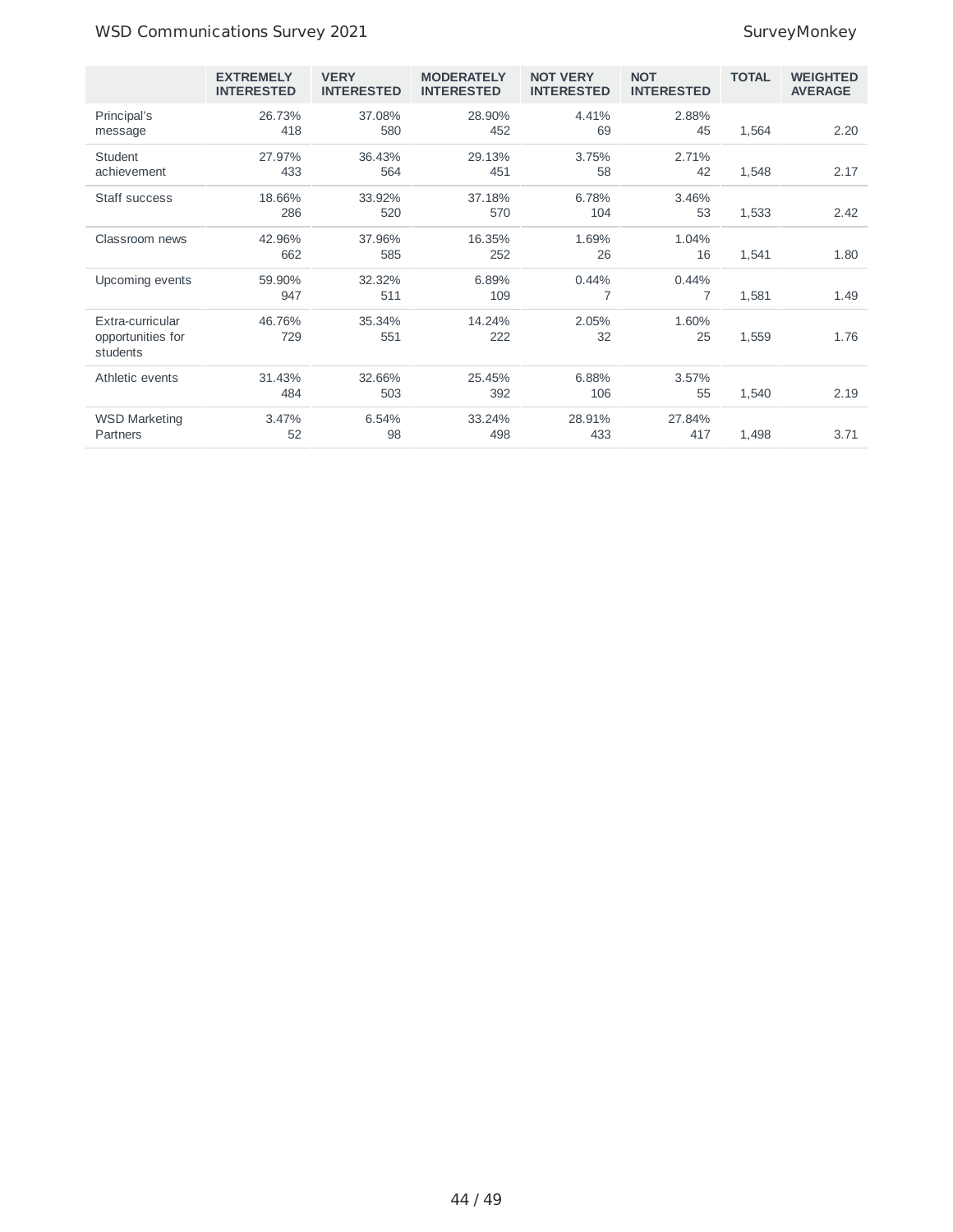| | EXTREMELY INTERESTED | VERY INTERESTED | MODERATELY INTERESTED | NOT VERY INTERESTED | NOT INTERESTED | TOTAL | WEIGHTED AVERAGE |
|---|---|---|---|---|---|---|---|
| Principal's message | 26.73%<br>418 | 37.08%<br>580 | 28.90%<br>452 | 4.41%<br>69 | 2.88%<br>45 | 1,564 | 2.20 |
| Student achievement | 27.97%<br>433 | 36.43%<br>564 | 29.13%<br>451 | 3.75%<br>58 | 2.71%<br>42 | 1,548 | 2.17 |
| Staff success | 18.66%<br>286 | 33.92%<br>520 | 37.18%<br>570 | 6.78%<br>104 | 3.46%<br>53 | 1,533 | 2.42 |
| Classroom news | 42.96%<br>662 | 37.96%<br>585 | 16.35%<br>252 | 1.69%<br>26 | 1.04%<br>16 | 1,541 | 1.80 |
| Upcoming events | 59.90%<br>947 | 32.32%<br>511 | 6.89%<br>109 | 0.44%<br>7 | 0.44%<br>7 | 1,581 | 1.49 |
| Extra-curricular opportunities for students | 46.76%<br>729 | 35.34%<br>551 | 14.24%<br>222 | 2.05%<br>32 | 1.60%<br>25 | 1,559 | 1.76 |
| Athletic events | 31.43%<br>484 | 32.66%<br>503 | 25.45%<br>392 | 6.88%<br>106 | 3.57%<br>55 | 1,540 | 2.19 |
| WSD Marketing Partners | 3.47%<br>52 | 6.54%<br>98 | 33.24%<br>498 | 28.91%<br>433 | 27.84%<br>417 | 1,498 | 3.71 |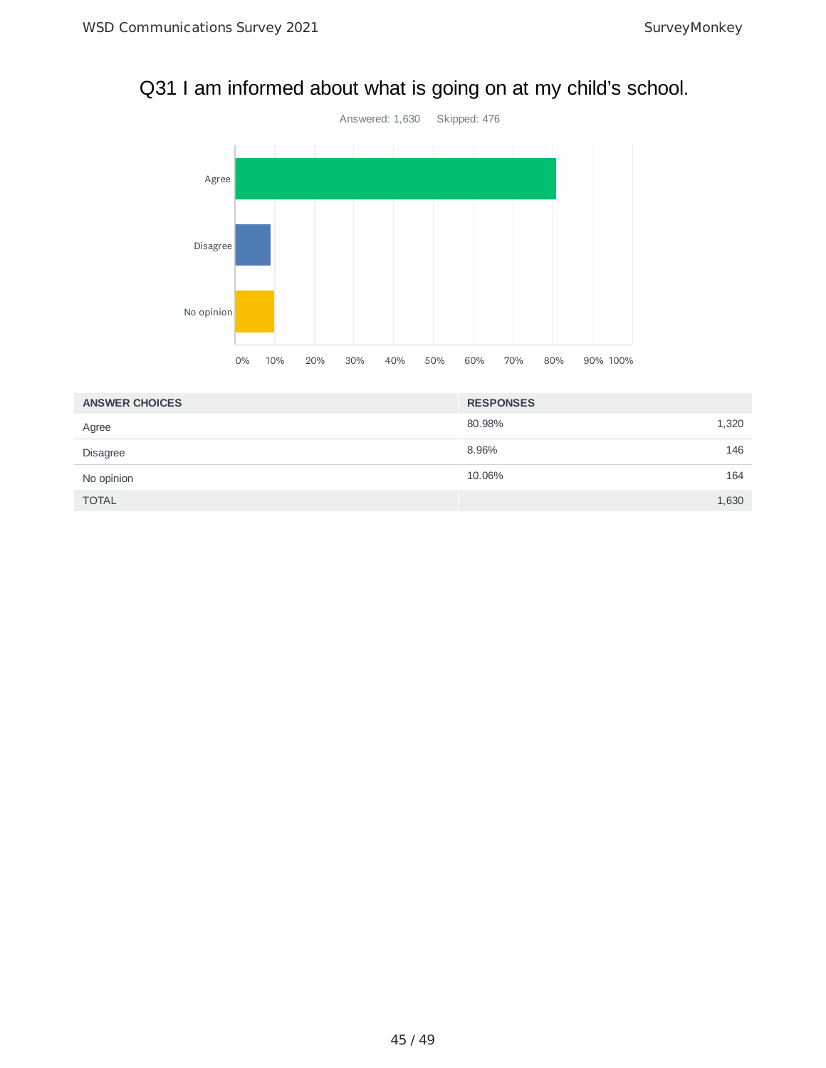## Q31 I am informed about what is going on at my child's school.

Answered: 1,630 Skipped: 476

| ANSWER CHOICES | RESPONSES | |
|---|---|---|
| Agree | 80.98% | 1,320 |
| Disagree | 8.96% | 146 |
| No opinion | 10.06% | 164 |
| TOTAL | | 1,630 |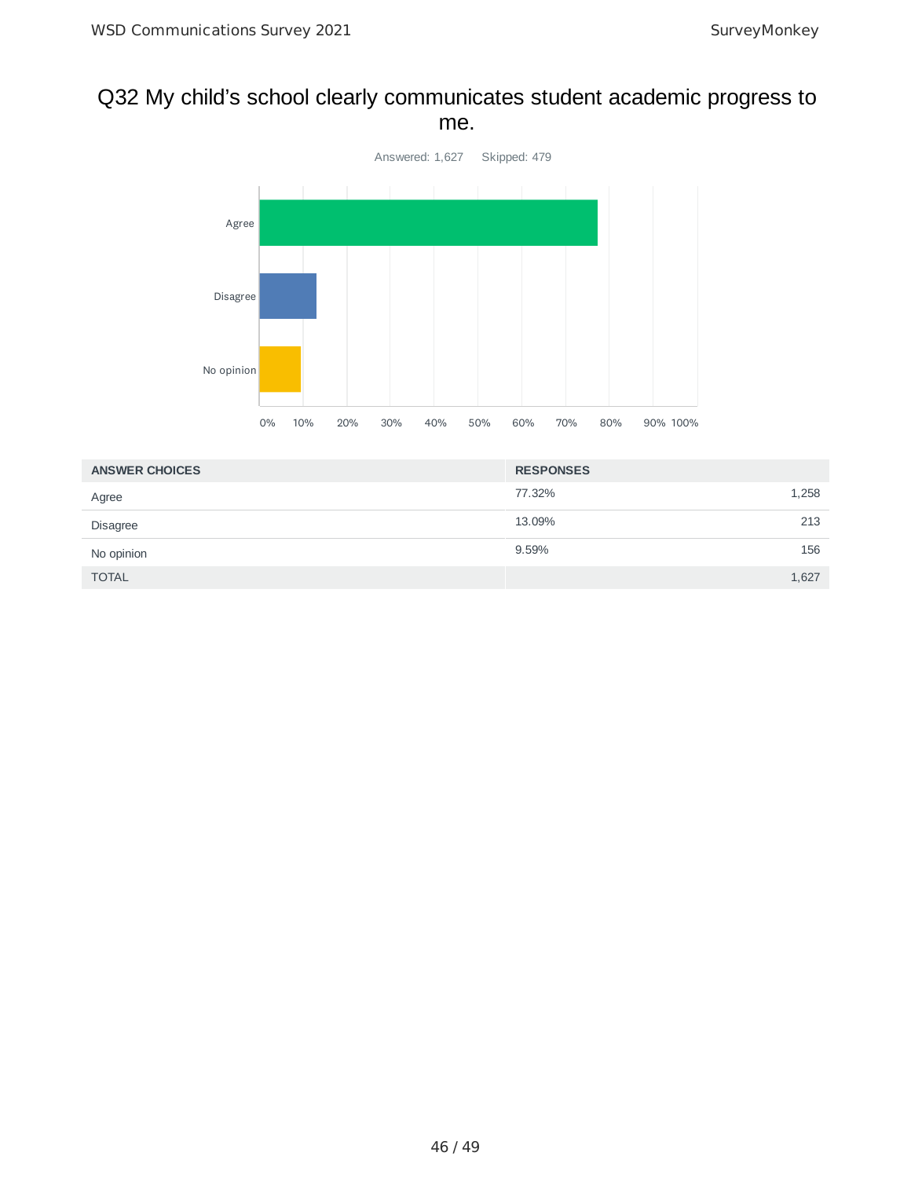## Q32 My child’s school clearly communicates student academic progress to me.

Answered: 1,627    Skipped: 479

| ANSWER CHOICES | RESPONSES | |
|---|---|---|
| Agree | 77.32% | 1,258 |
| Disagree | 13.09% | 213 |
| No opinion | 9.59% | 156 |
| TOTAL | | 1,627 |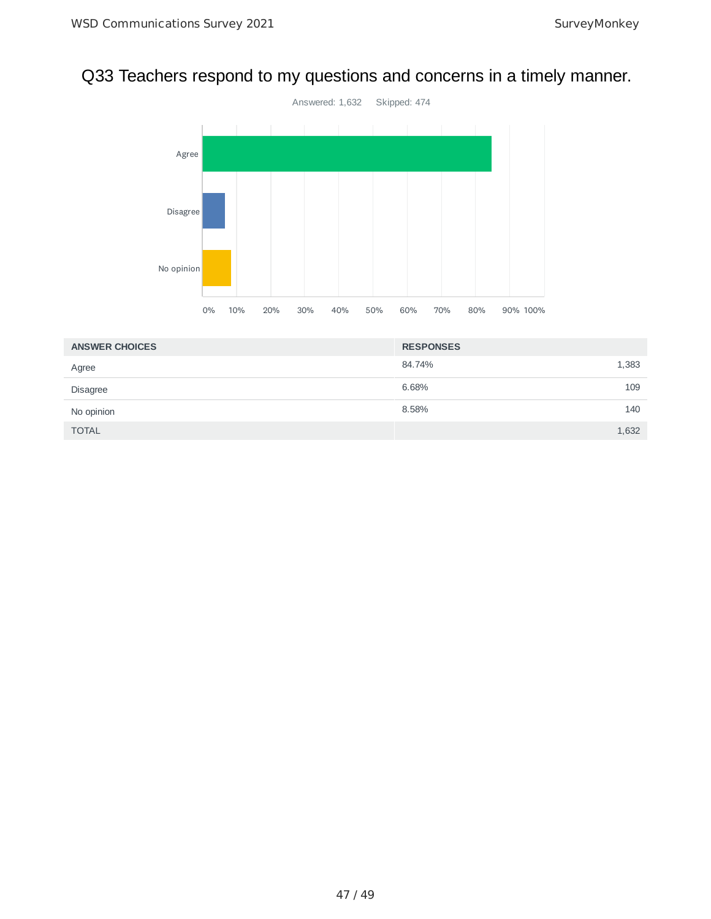# Q33 Teachers respond to my questions and concerns in a timely manner.

Answered: 1,632 Skipped: 474

| ANSWER CHOICES | RESPONSES | |
|---|---|---|
| Agree | 84.74% | 1,383 |
| Disagree | 6.68% | 109 |
| No opinion | 8.58% | 140 |
| TOTAL | | 1,632 |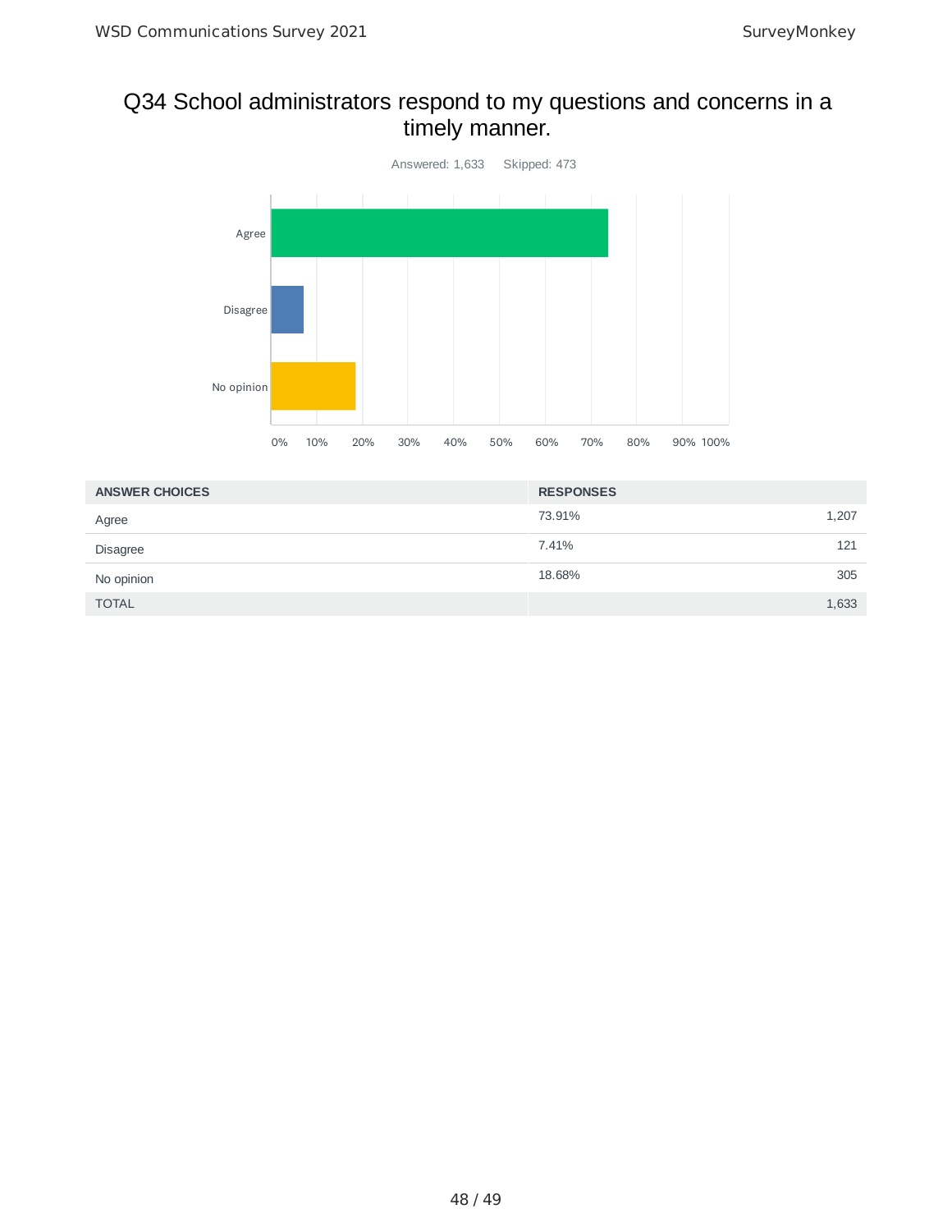## Q34 School administrators respond to my questions and concerns in a timely manner.

Answered: 1,633 Skipped: 473

| ANSWER CHOICES | RESPONSES | |
|---|---|---|
| Agree | 73.91% | 1,207 |
| Disagree | 7.41% | 121 |
| No opinion | 18.68% | 305 |
| TOTAL | | 1,633 |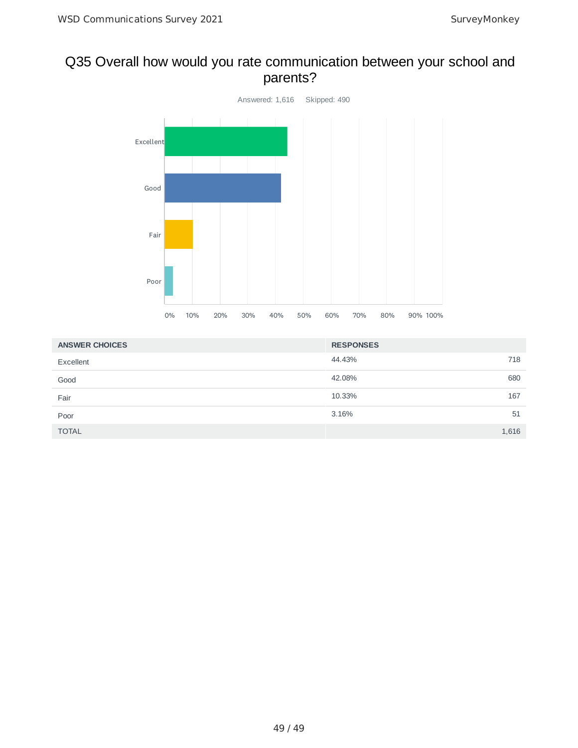## Q35 Overall how would you rate communication between your school and parents?

Answered: 1,616 Skipped: 490

Excellent
Good
Fair
Poor

0% 10% 20% 30% 40% 50% 60% 70% 80% 90% 100%

| ANSWER CHOICES | RESPONSES | |
|---|---|---|
| Excellent | 44.43% | 718 |
| Good | 42.08% | 680 |
| Fair | 10.33% | 167 |
| Poor | 3.16% | 51 |
| TOTAL | | 1,616 |